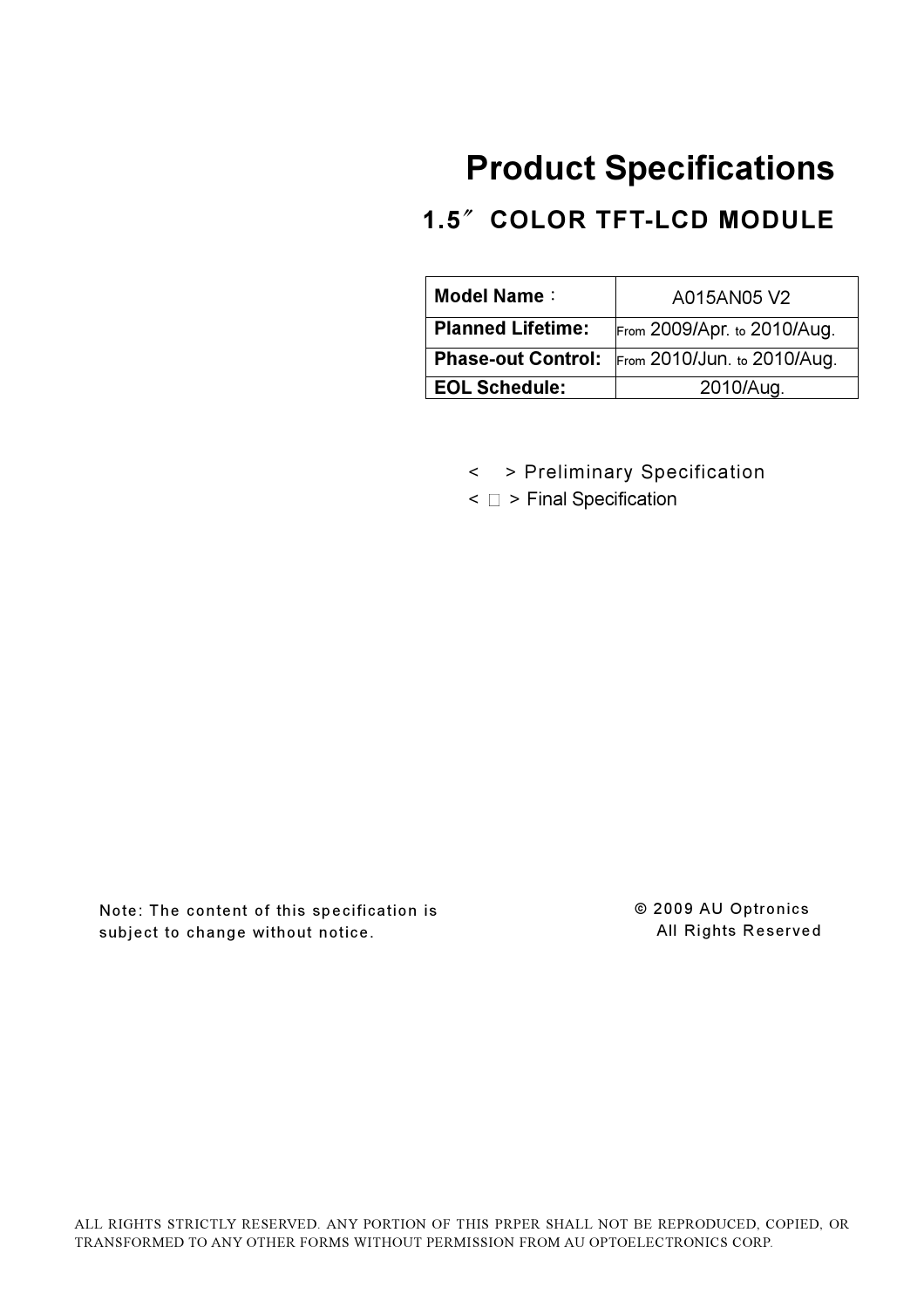# Product Specifications

## 1.5″ COLOR TFT-LCD MODULE

| Model Name： | A015AN05 V2 |
| --- | --- |
| **Planned Lifetime:** | From 2009/Apr. to 2010/Aug. |
| **Phase-out Control:** | From 2010/Jun. to 2010/Aug. |
| **EOL Schedule:** | 2010/Aug. |

< > Preliminary Specification
< □ > Final Specification

Note: The content of this specification is subject to change without notice.

© 2009 AU Optronics
All Rights Reserved

ALL RIGHTS STRICTLY RESERVED. ANY PORTION OF THIS PRPER SHALL NOT BE REPRODUCED, COPIED, OR TRANSFORMED TO ANY OTHER FORMS WITHOUT PERMISSION FROM AU OPTOELECTRONICS CORP.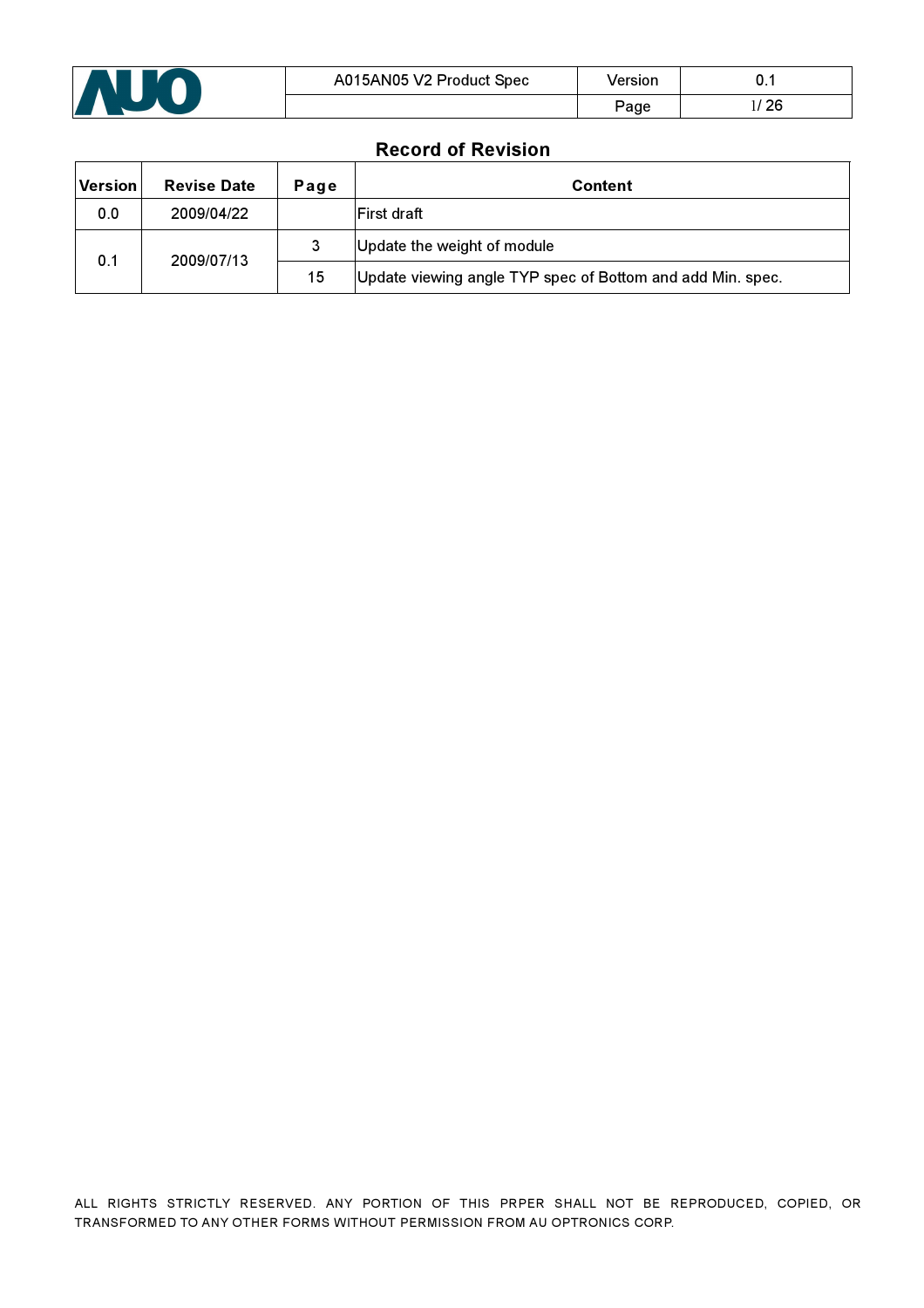## Record of Revision

| Version | Revise Date | Page | Content |
| --- | --- | --- | --- |
| 0.0 | 2009/04/22 | | First draft |
| 0.1 | 2009/07/13 | 3 | Update the weight of module |
| | | 15 | Update viewing angle TYP spec of Bottom and add Min. spec. |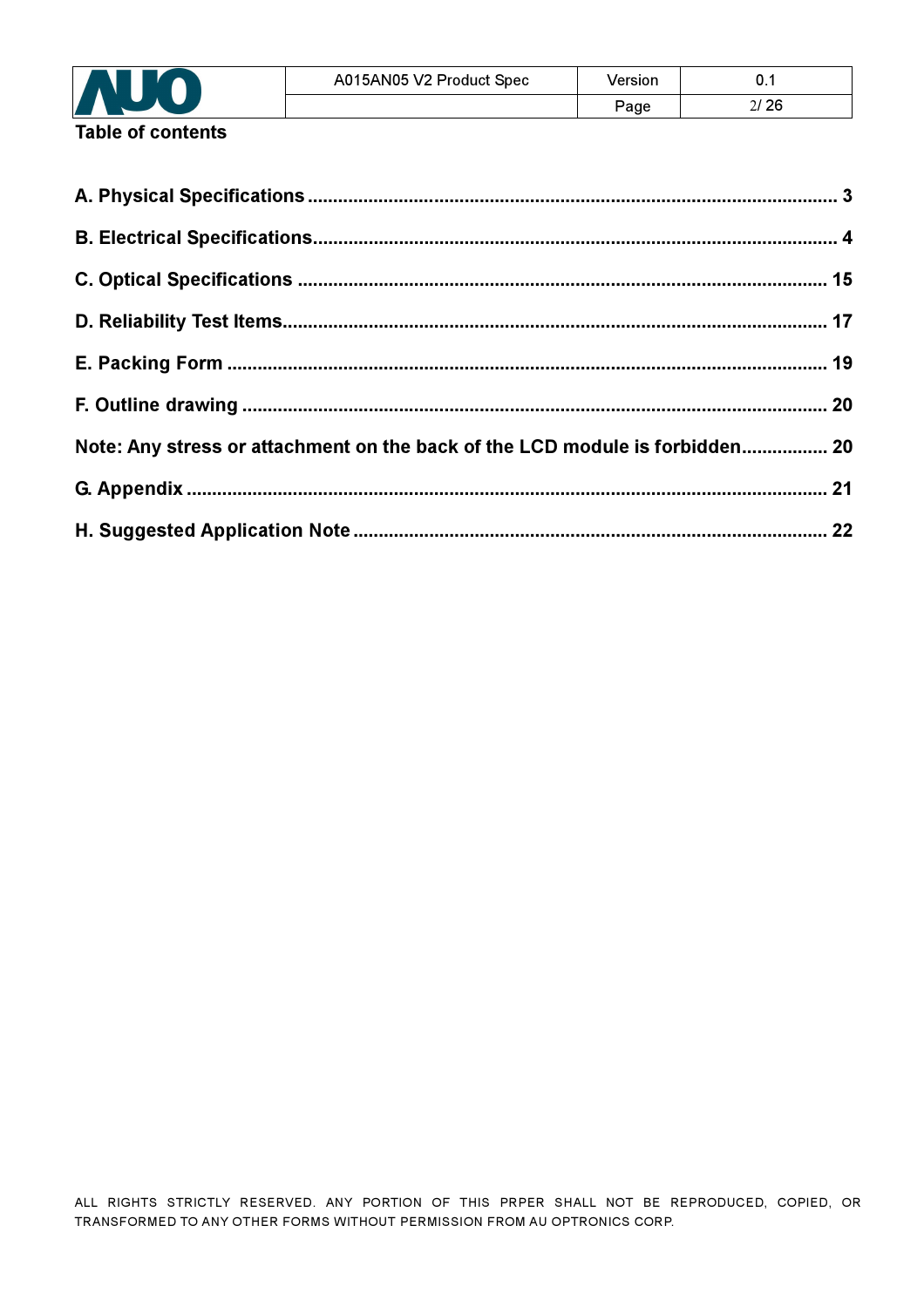**Table of contents**

A. Physical Specifications ........................................................................................................ 3

B. Electrical Specifications........................................................................................................ 4

C. Optical Specifications ......................................................................................................... 15

D. Reliability Test Items.......................................................................................................... 17

E. Packing Form ...................................................................................................................... 19

F. Outline drawing ................................................................................................................... 20

Note: Any stress or attachment on the back of the LCD module is forbidden................. 20

G. Appendix ............................................................................................................................. 21

H. Suggested Application Note ............................................................................................. 22

ALL RIGHTS STRICTLY RESERVED. ANY PORTION OF THIS PRPER SHALL NOT BE REPRODUCED, COPIED, OR TRANSFORMED TO ANY OTHER FORMS WITHOUT PERMISSION FROM AU OPTRONICS CORP.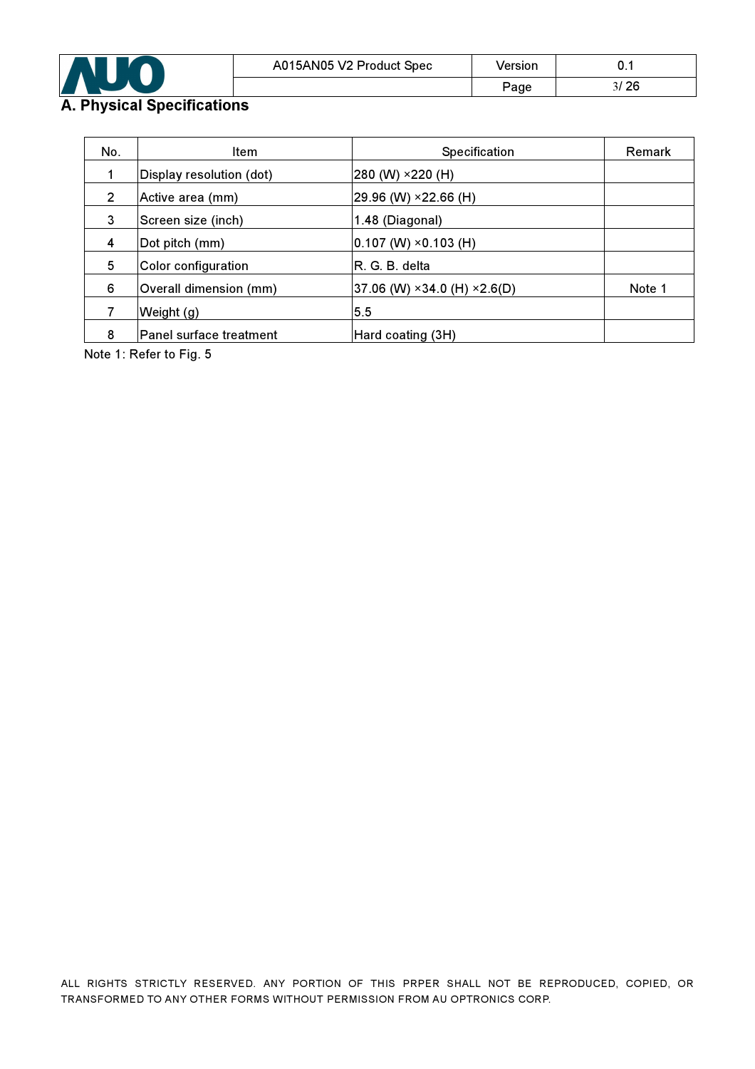## A. Physical Specifications

| No. | Item | Specification | Remark |
|---|---|---|---|
| 1 | Display resolution (dot) | 280 (W) ×220 (H) | |
| 2 | Active area (mm) | 29.96 (W) ×22.66 (H) | |
| 3 | Screen size (inch) | 1.48 (Diagonal) | |
| 4 | Dot pitch (mm) | 0.107 (W) ×0.103 (H) | |
| 5 | Color configuration | R. G. B. delta | |
| 6 | Overall dimension (mm) | 37.06 (W) ×34.0 (H) ×2.6(D) | Note 1 |
| 7 | Weight (g) | 5.5 | |
| 8 | Panel surface treatment | Hard coating (3H) | |

Note 1: Refer to Fig. 5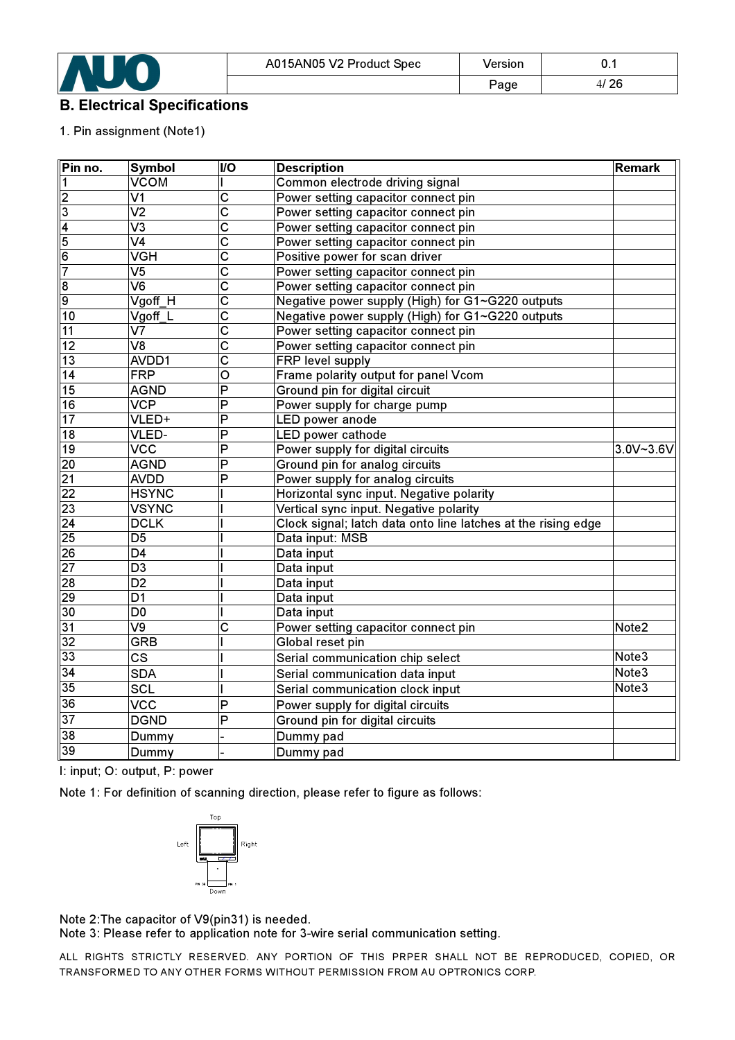## B. Electrical Specifications

1. Pin assignment (Note1)

| Pin no. | Symbol | I/O | Description | Remark |
|---|---|---|---|---|
| 1 | VCOM | I | Common electrode driving signal | |
| 2 | V1 | C | Power setting capacitor connect pin | |
| 3 | V2 | C | Power setting capacitor connect pin | |
| 4 | V3 | C | Power setting capacitor connect pin | |
| 5 | V4 | C | Power setting capacitor connect pin | |
| 6 | VGH | C | Positive power for scan driver | |
| 7 | V5 | C | Power setting capacitor connect pin | |
| 8 | V6 | C | Power setting capacitor connect pin | |
| 9 | Vgoff_H | C | Negative power supply (High) for G1~G220 outputs | |
| 10 | Vgoff_L | C | Negative power supply (High) for G1~G220 outputs | |
| 11 | V7 | C | Power setting capacitor connect pin | |
| 12 | V8 | C | Power setting capacitor connect pin | |
| 13 | AVDD1 | C | FRP level supply | |
| 14 | FRP | O | Frame polarity output for panel Vcom | |
| 15 | AGND | P | Ground pin for digital circuit | |
| 16 | VCP | P | Power supply for charge pump | |
| 17 | VLED+ | P | LED power anode | |
| 18 | VLED- | P | LED power cathode | |
| 19 | VCC | P | Power supply for digital circuits | 3.0V~3.6V |
| 20 | AGND | P | Ground pin for analog circuits | |
| 21 | AVDD | P | Power supply for analog circuits | |
| 22 | HSYNC | I | Horizontal sync input. Negative polarity | |
| 23 | VSYNC | I | Vertical sync input. Negative polarity | |
| 24 | DCLK | I | Clock signal; latch data onto line latches at the rising edge | |
| 25 | D5 | I | Data input: MSB | |
| 26 | D4 | I | Data input | |
| 27 | D3 | I | Data input | |
| 28 | D2 | I | Data input | |
| 29 | D1 | I | Data input | |
| 30 | D0 | I | Data input | |
| 31 | V9 | C | Power setting capacitor connect pin | Note2 |
| 32 | GRB | I | Global reset pin | |
| 33 | CS | I | Serial communication chip select | Note3 |
| 34 | SDA | I | Serial communication data input | Note3 |
| 35 | SCL | I | Serial communication clock input | Note3 |
| 36 | VCC | P | Power supply for digital circuits | |
| 37 | DGND | P | Ground pin for digital circuits | |
| 38 | Dummy | - | Dummy pad | |
| 39 | Dummy | - | Dummy pad | |

I: input; O: output, P: power

Note 1: For definition of scanning direction, please refer to figure as follows:

Top

Left Right

Down

Note 2:The capacitor of V9(pin31) is needed.

Note 3: Please refer to application note for 3-wire serial communication setting.

ALL RIGHTS STRICTLY RESERVED. ANY PORTION OF THIS PRPER SHALL NOT BE REPRODUCED, COPIED, OR TRANSFORMED TO ANY OTHER FORMS WITHOUT PERMISSION FROM AU OPTRONICS CORP.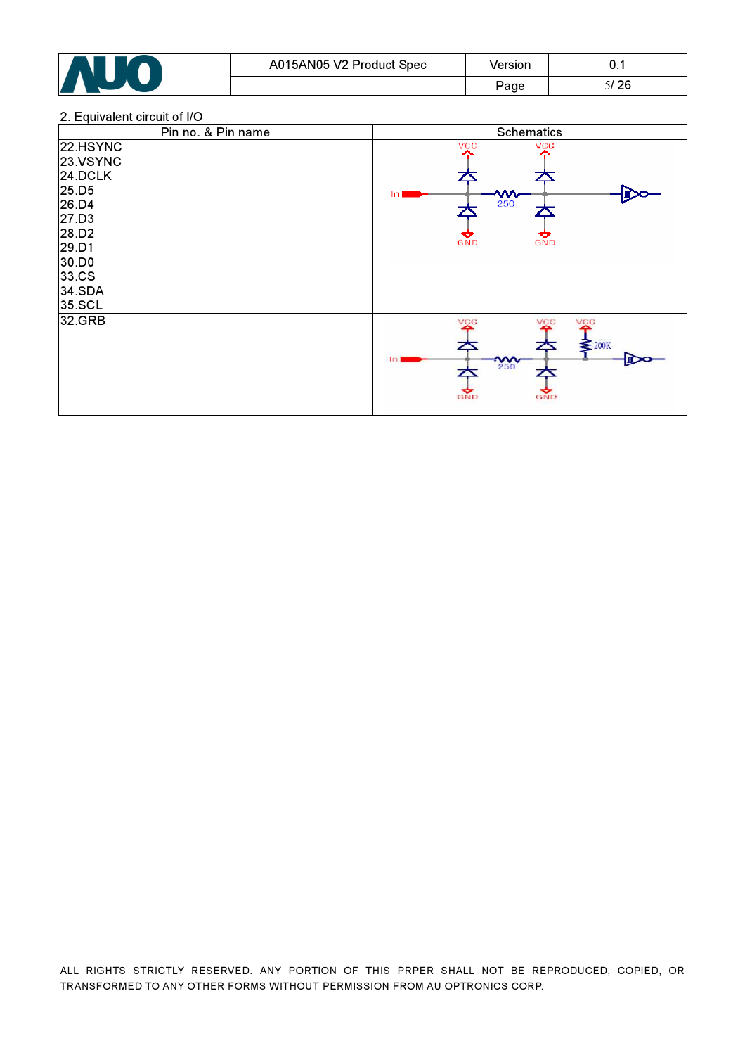2. Equivalent circuit of I/O

| Pin no. & Pin name | Schematics |
|---|---|
| 22.HSYNC<br>23.VSYNC<br>24.DCLK<br>25.D5<br>26.D4<br>27.D3<br>28.D2<br>29.D1<br>30.D0<br>33.CS<br>34.SDA<br>35.SCL | VCC VCC In 250 GND GND |
| 32.GRB | VCC VCC VCC 200K In 250 GND GND |

ALL RIGHTS STRICTLY RESERVED. ANY PORTION OF THIS PRPER SHALL NOT BE REPRODUCED, COPIED, OR TRANSFORMED TO ANY OTHER FORMS WITHOUT PERMISSION FROM AU OPTRONICS CORP.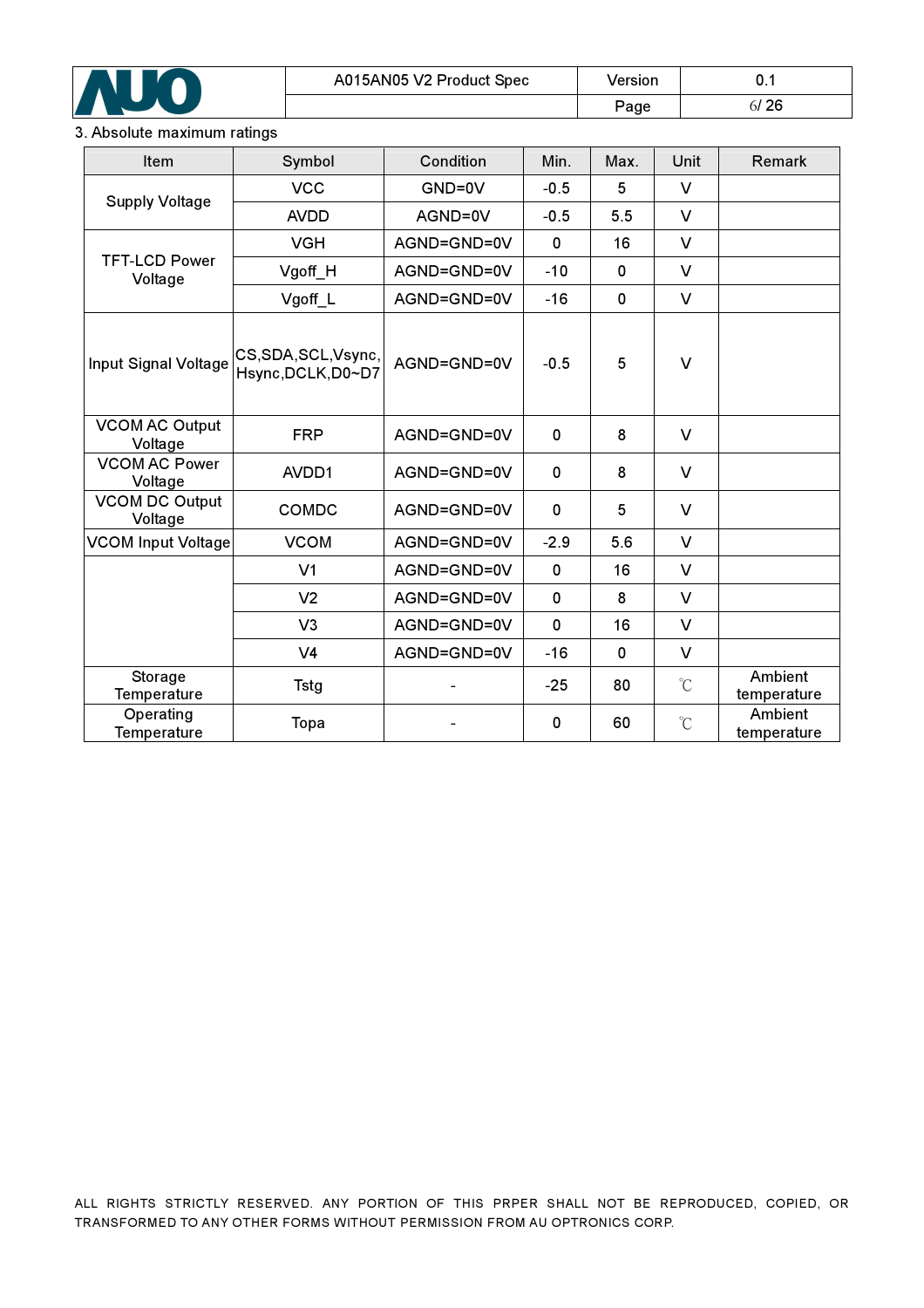3. Absolute maximum ratings

| Item | Symbol | Condition | Min. | Max. | Unit | Remark |
|---|---|---|---|---|---|---|
| Supply Voltage | VCC | GND=0V | -0.5 | 5 | V | |
| | AVDD | AGND=0V | -0.5 | 5.5 | V | |
| TFT-LCD Power Voltage | VGH | AGND=GND=0V | 0 | 16 | V | |
| | Vgoff_H | AGND=GND=0V | -10 | 0 | V | |
| | Vgoff_L | AGND=GND=0V | -16 | 0 | V | |
| Input Signal Voltage | CS,SDA,SCL,Vsync, Hsync,DCLK,D0~D7 | AGND=GND=0V | -0.5 | 5 | V | |
| VCOM AC Output Voltage | FRP | AGND=GND=0V | 0 | 8 | V | |
| VCOM AC Power Voltage | AVDD1 | AGND=GND=0V | 0 | 8 | V | |
| VCOM DC Output Voltage | COMDC | AGND=GND=0V | 0 | 5 | V | |
| VCOM Input Voltage | VCOM | AGND=GND=0V | -2.9 | 5.6 | V | |
| | V1 | AGND=GND=0V | 0 | 16 | V | |
| | V2 | AGND=GND=0V | 0 | 8 | V | |
| | V3 | AGND=GND=0V | 0 | 16 | V | |
| | V4 | AGND=GND=0V | -16 | 0 | V | |
| Storage Temperature | Tstg | - | -25 | 80 | ℃ | Ambient temperature |
| Operating Temperature | Topa | - | 0 | 60 | ℃ | Ambient temperature |

ALL RIGHTS STRICTLY RESERVED. ANY PORTION OF THIS PRPER SHALL NOT BE REPRODUCED, COPIED, OR TRANSFORMED TO ANY OTHER FORMS WITHOUT PERMISSION FROM AU OPTRONICS CORP.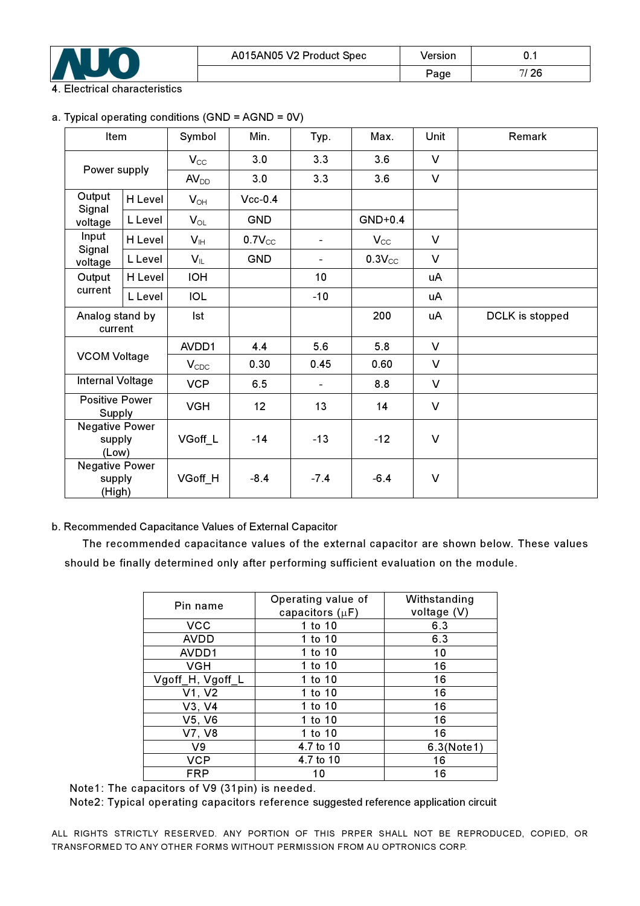## 4. Electrical characteristics

### a. Typical operating conditions (GND = AGND = 0V)

| Item | | Symbol | Min. | Typ. | Max. | Unit | Remark |
|---|---|---|---|---|---|---|---|
| Power supply | | $V_{CC}$ | 3.0 | 3.3 | 3.6 | V | |
| | | $AV_{DD}$ | 3.0 | 3.3 | 3.6 | V | |
| Output Signal voltage | H Level | $V_{OH}$ | Vcc-0.4 | | | | |
| | L Level | $V_{OL}$ | GND | | GND+0.4 | | |
| Input Signal voltage | H Level | $V_{IH}$ | $0.7V_{CC}$ | - | $V_{CC}$ | V | |
| | L Level | $V_{IL}$ | GND | - | $0.3V_{CC}$ | V | |
| Output current | H Level | IOH | | 10 | | uA | |
| | L Level | IOL | | -10 | | uA | |
| Analog stand by current | | Ist | | | 200 | uA | DCLK is stopped |
| VCOM Voltage | | AVDD1 | 4.4 | 5.6 | 5.8 | V | |
| | | $V_{CDC}$ | 0.30 | 0.45 | 0.60 | V | |
| Internal Voltage | | VCP | 6.5 | - | 8.8 | V | |
| Positive Power Supply | | VGH | 12 | 13 | 14 | V | |
| Negative Power supply (Low) | | VGoff_L | -14 | -13 | -12 | V | |
| Negative Power supply (High) | | VGoff_H | -8.4 | -7.4 | -6.4 | V | |

### b. Recommended Capacitance Values of External Capacitor

The recommended capacitance values of the external capacitor are shown below. These values should be finally determined only after performing sufficient evaluation on the module.

| Pin name | Operating value of capacitors (μF) | Withstanding voltage (V) |
|---|---|---|
| VCC | 1 to 10 | 6.3 |
| AVDD | 1 to 10 | 6.3 |
| AVDD1 | 1 to 10 | 10 |
| VGH | 1 to 10 | 16 |
| Vgoff_H, Vgoff_L | 1 to 10 | 16 |
| V1, V2 | 1 to 10 | 16 |
| V3, V4 | 1 to 10 | 16 |
| V5, V6 | 1 to 10 | 16 |
| V7, V8 | 1 to 10 | 16 |
| V9 | 4.7 to 10 | 6.3(Note1) |
| VCP | 4.7 to 10 | 16 |
| FRP | 10 | 16 |

Note1: The capacitors of V9 (31pin) is needed.

Note2: Typical operating capacitors reference suggested reference application circuit

ALL RIGHTS STRICTLY RESERVED. ANY PORTION OF THIS PRPER SHALL NOT BE REPRODUCED, COPIED, OR TRANSFORMED TO ANY OTHER FORMS WITHOUT PERMISSION FROM AU OPTRONICS CORP.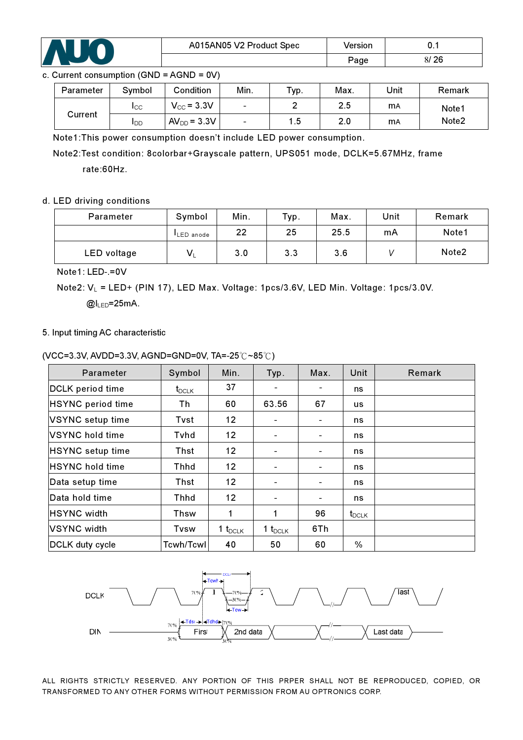c. Current consumption (GND = AGND = 0V)

| Parameter | Symbol | Condition | Min. | Typ. | Max. | Unit | Remark |
|---|---|---|---|---|---|---|---|
| Current | $I_{CC}$ | $V_{CC}$ = 3.3V | - | 2 | 2.5 | mA | Note1 |
| | $I_{DD}$ | $AV_{DD}$ = 3.3V | - | 1.5 | 2.0 | mA | Note2 |

Note1:This power consumption doesn't include LED power consumption.

Note2:Test condition: 8colorbar+Grayscale pattern, UPS051 mode, DCLK=5.67MHz, frame rate:60Hz.

d. LED driving conditions

| Parameter | Symbol | Min. | Typ. | Max. | Unit | Remark |
|---|---|---|---|---|---|---|
| | $I_{LED\ anode}$ | 22 | 25 | 25.5 | mA | Note1 |
| LED voltage | $V_L$ | 3.0 | 3.3 | 3.6 | V | Note2 |

Note1: LED-.=0V

Note2: $V_L$ = LED+ (PIN 17), LED Max. Voltage: 1pcs/3.6V, LED Min. Voltage: 1pcs/3.0V. @$I_{LED}$=25mA.

5. Input timing AC characteristic

(VCC=3.3V, AVDD=3.3V, AGND=GND=0V, TA=-25℃~85℃)

| Parameter | Symbol | Min. | Typ. | Max. | Unit | Remark |
|---|---|---|---|---|---|---|
| DCLK period time | $t_{DCLK}$ | 37 | - | - | ns | |
| HSYNC period time | Th | 60 | 63.56 | 67 | us | |
| VSYNC setup time | Tvst | 12 | - | - | ns | |
| VSYNC hold time | Tvhd | 12 | - | - | ns | |
| HSYNC setup time | Thst | 12 | - | - | ns | |
| HSYNC hold time | Thhd | 12 | - | - | ns | |
| Data setup time | Thst | 12 | - | - | ns | |
| Data hold time | Thhd | 12 | - | - | ns | |
| HSYNC width | Thsw | 1 | 1 | 96 | $t_{DCLK}$ | |
| VSYNC width | Tvsw | 1 $t_{DCLK}$ | 1 $t_{DCLK}$ | 6Th | | |
| DCLK duty cycle | Tcwh/Tcwl | 40 | 50 | 60 | % | |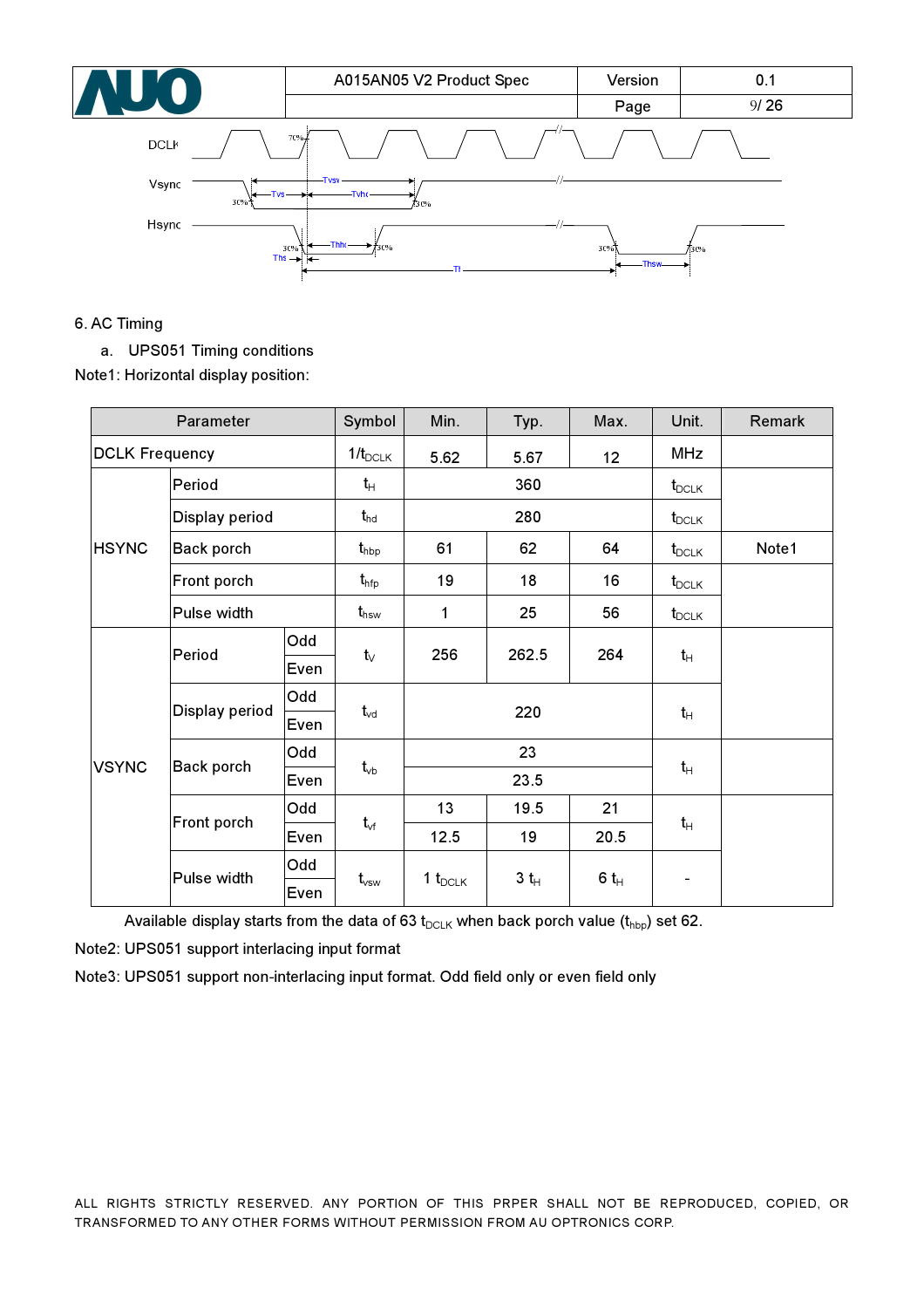DCLK

Vsync

Hsync

## 6. AC Timing

a. UPS051 Timing conditions

Note1: Horizontal display position:

| Parameter | | | Symbol | Min. | Typ. | Max. | Unit. | Remark |
|---|---|---|---|---|---|---|---|---|
| DCLK Frequency | | | $1/t_{DCLK}$ | 5.62 | 5.67 | 12 | MHz | |
| HSYNC | Period | | $t_H$ | | 360 | | $t_{DCLK}$ | |
| | Display period | | $t_{hd}$ | | 280 | | $t_{DCLK}$ | |
| | Back porch | | $t_{hbp}$ | 61 | 62 | 64 | $t_{DCLK}$ | Note1 |
| | Front porch | | $t_{hfp}$ | 19 | 18 | 16 | $t_{DCLK}$ | |
| | Pulse width | | $t_{hsw}$ | 1 | 25 | 56 | $t_{DCLK}$ | |
| VSYNC | Period | Odd | $t_V$ | 256 | 262.5 | 264 | $t_H$ | |
| | | Even | | | | | | |
| | Display period | Odd | $t_{vd}$ | | 220 | | $t_H$ | |
| | | Even | | | | | | |
| | Back porch | Odd | $t_{vb}$ | | 23 | | $t_H$ | |
| | | Even | | | 23.5 | | | |
| | Front porch | Odd | $t_{vf}$ | 13 | 19.5 | 21 | $t_H$ | |
| | | Even | | 12.5 | 19 | 20.5 | | |
| | Pulse width | Odd | $t_{vsw}$ | 1 $t_{DCLK}$ | 3 $t_H$ | 6 $t_H$ | - | |
| | | Even | | | | | | |

Available display starts from the data of 63 $t_{DCLK}$ when back porch value ($t_{hbp}$) set 62.

Note2: UPS051 support interlacing input format

Note3: UPS051 support non-interlacing input format. Odd field only or even field only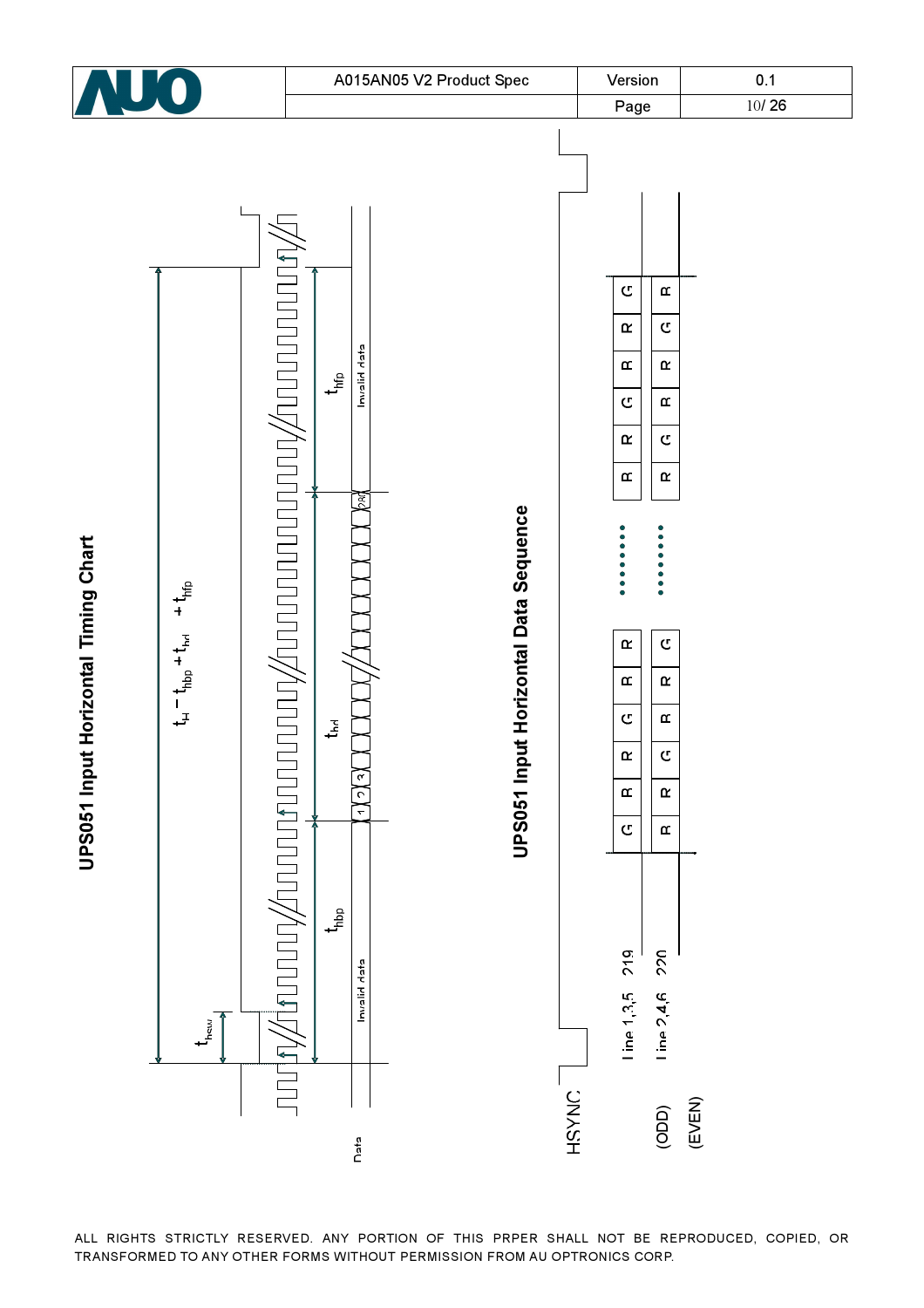## UPS051 Input Horizontal Timing Chart

$t_H - t_{hbp} + t_{hd} + t_{hfp}$

$t_{hsw}$

$t_{hbp}$ $t_{hd}$ $t_{hfp}$

Data: Invalid data | 1 2 3 ... 280 | Invalid data

## UPS051 Input Horizontal Data Sequence

HSYNC

| | | | | | | | | | | | | | |
|---|---|---|---|---|---|---|---|---|---|---|---|---|---|
| (ODD) Line 1,3,5 ... 219 | G | R | B | R | G | R | ........ | R | B | R | G | B | G |
| (EVEN) Line 2,4,6 ... 220 | B | R | G | B | R | G | ........ | B | G | B | R | G | R |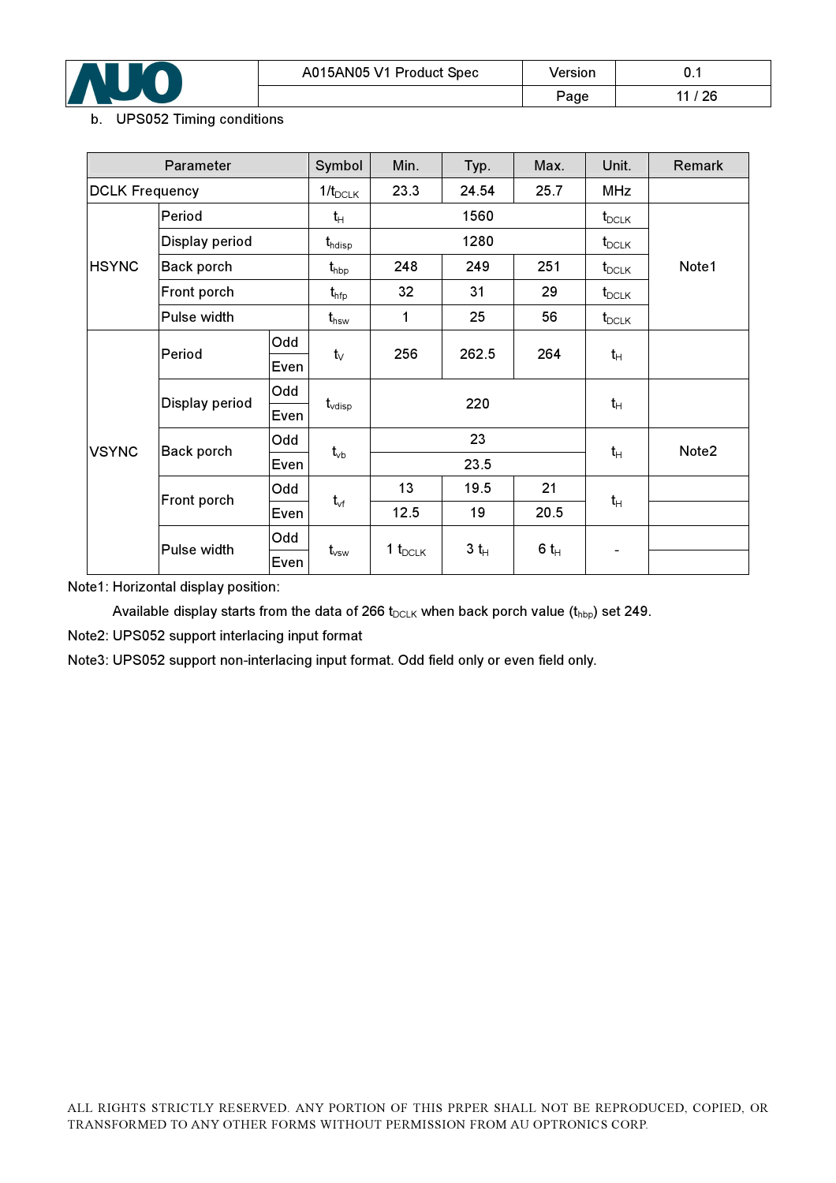b. UPS052 Timing conditions

| Parameter | | | Symbol | Min. | Typ. | Max. | Unit. | Remark |
|---|---|---|---|---|---|---|---|---|
| DCLK Frequency | | | $1/t_{DCLK}$ | 23.3 | 24.54 | 25.7 | MHz | |
| HSYNC | Period | | $t_H$ | | 1560 | | $t_{DCLK}$ | Note1 |
| | Display period | | $t_{hdisp}$ | | 1280 | | $t_{DCLK}$ | |
| | Back porch | | $t_{hbp}$ | 248 | 249 | 251 | $t_{DCLK}$ | |
| | Front porch | | $t_{hfp}$ | 32 | 31 | 29 | $t_{DCLK}$ | |
| | Pulse width | | $t_{hsw}$ | 1 | 25 | 56 | $t_{DCLK}$ | |
| VSYNC | Period | Odd | $t_V$ | 256 | 262.5 | 264 | $t_H$ | |
| | | Even | | | | | | |
| | Display period | Odd | $t_{vdisp}$ | | 220 | | $t_H$ | |
| | | Even | | | | | | |
| | Back porch | Odd | $t_{vb}$ | | 23 | | $t_H$ | Note2 |
| | | Even | | | 23.5 | | | |
| | Front porch | Odd | $t_{vf}$ | 13 | 19.5 | 21 | $t_H$ | |
| | | Even | | 12.5 | 19 | 20.5 | | |
| | Pulse width | Odd | $t_{vsw}$ | 1 $t_{DCLK}$ | 3 $t_H$ | 6 $t_H$ | - | |
| | | Even | | | | | | |

Note1: Horizontal display position:

Available display starts from the data of 266 $t_{DCLK}$ when back porch value ($t_{hbp}$) set 249.

Note2: UPS052 support interlacing input format

Note3: UPS052 support non-interlacing input format. Odd field only or even field only.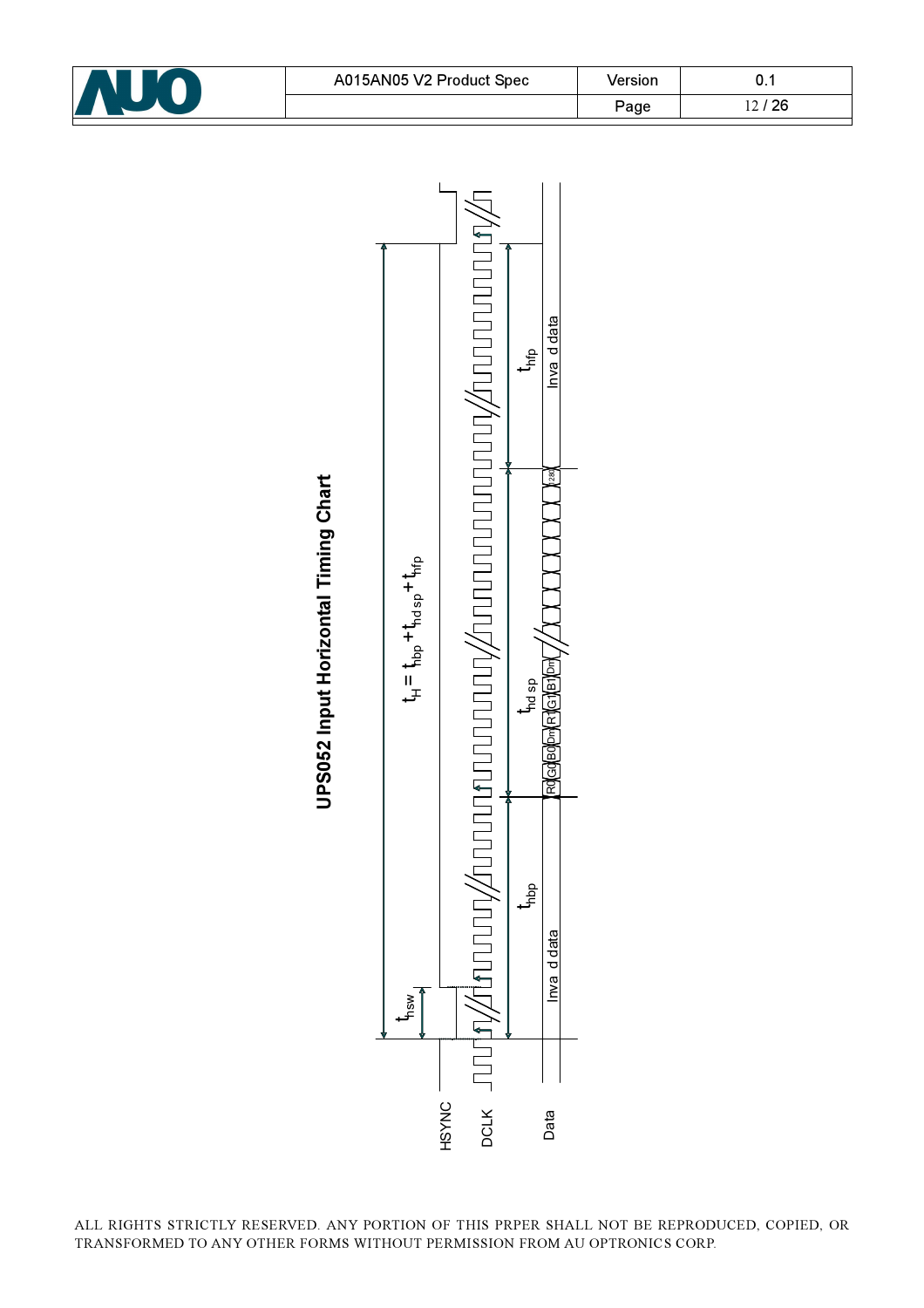## UPS052 Input Horizontal Timing Chart

$t_H = t_{hbp} + t_{hd\,sp} + t_{hfp}$

HSYNC

DCLK

Data

$t_{hsw}$

$t_{hbp}$

$t_{hd\,sp}$

$t_{hfp}$

Inva d data

R0 G0 B0 Dm R1 G1 B1 Dm ... 1280

Inva d data

ALL RIGHTS STRICTLY RESERVED. ANY PORTION OF THIS PRPER SHALL NOT BE REPRODUCED, COPIED, OR TRANSFORMED TO ANY OTHER FORMS WITHOUT PERMISSION FROM AU OPTRONICS CORP.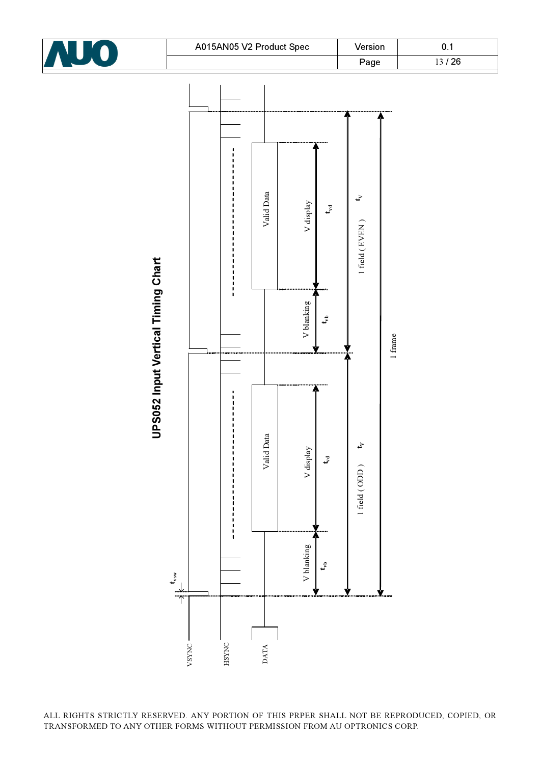## UPS052 Input Vertical Timing Chart

VSYNC

HSYNC

DATA

$t_{vsw}$

Valid Data

Valid Data

V blanking $t_{vb}$

V display $t_{vd}$

V blanking $t_{vb}$

V display $t_{vd}$

1 field ( ODD ) $t_V$

1 field ( EVEN ) $t_V$

1 frame

ALL RIGHTS STRICTLY RESERVED. ANY PORTION OF THIS PRPER SHALL NOT BE REPRODUCED, COPIED, OR TRANSFORMED TO ANY OTHER FORMS WITHOUT PERMISSION FROM AU OPTRONICS CORP.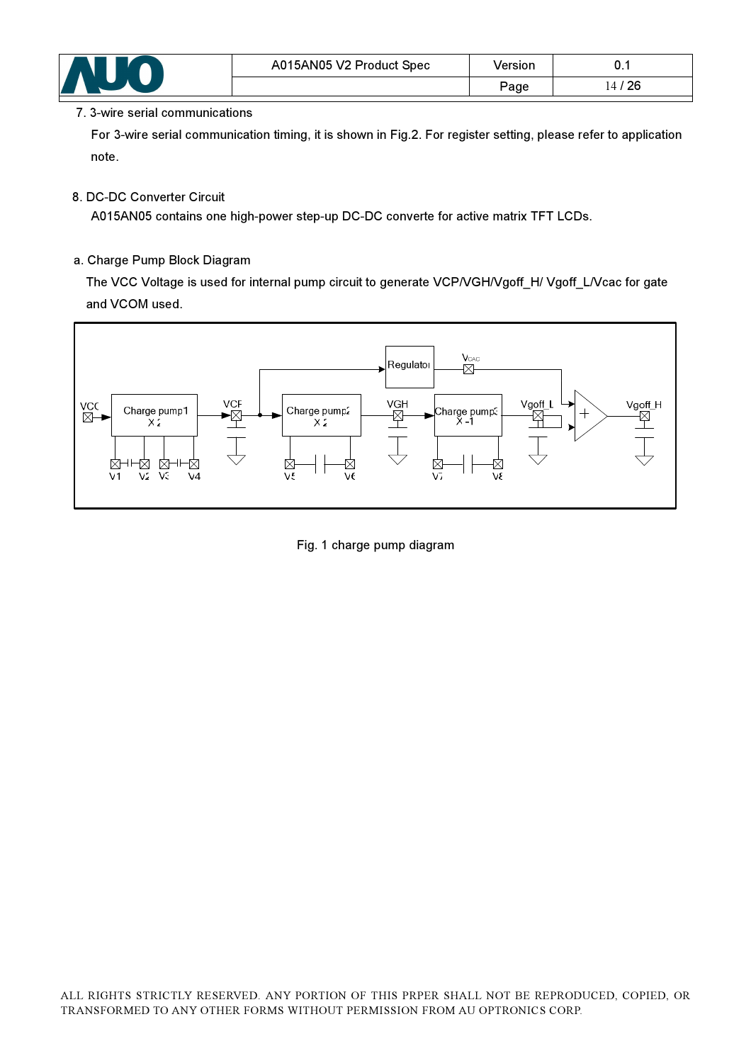7. 3-wire serial communications

For 3-wire serial communication timing, it is shown in Fig.2. For register setting, please refer to application note.

8. DC-DC Converter Circuit

A015AN05 contains one high-power step-up DC-DC converte for active matrix TFT LCDs.

a. Charge Pump Block Diagram

The VCC Voltage is used for internal pump circuit to generate VCP/VGH/Vgoff_H/ Vgoff_L/Vcac for gate and VCOM used.

Fig. 1 charge pump diagram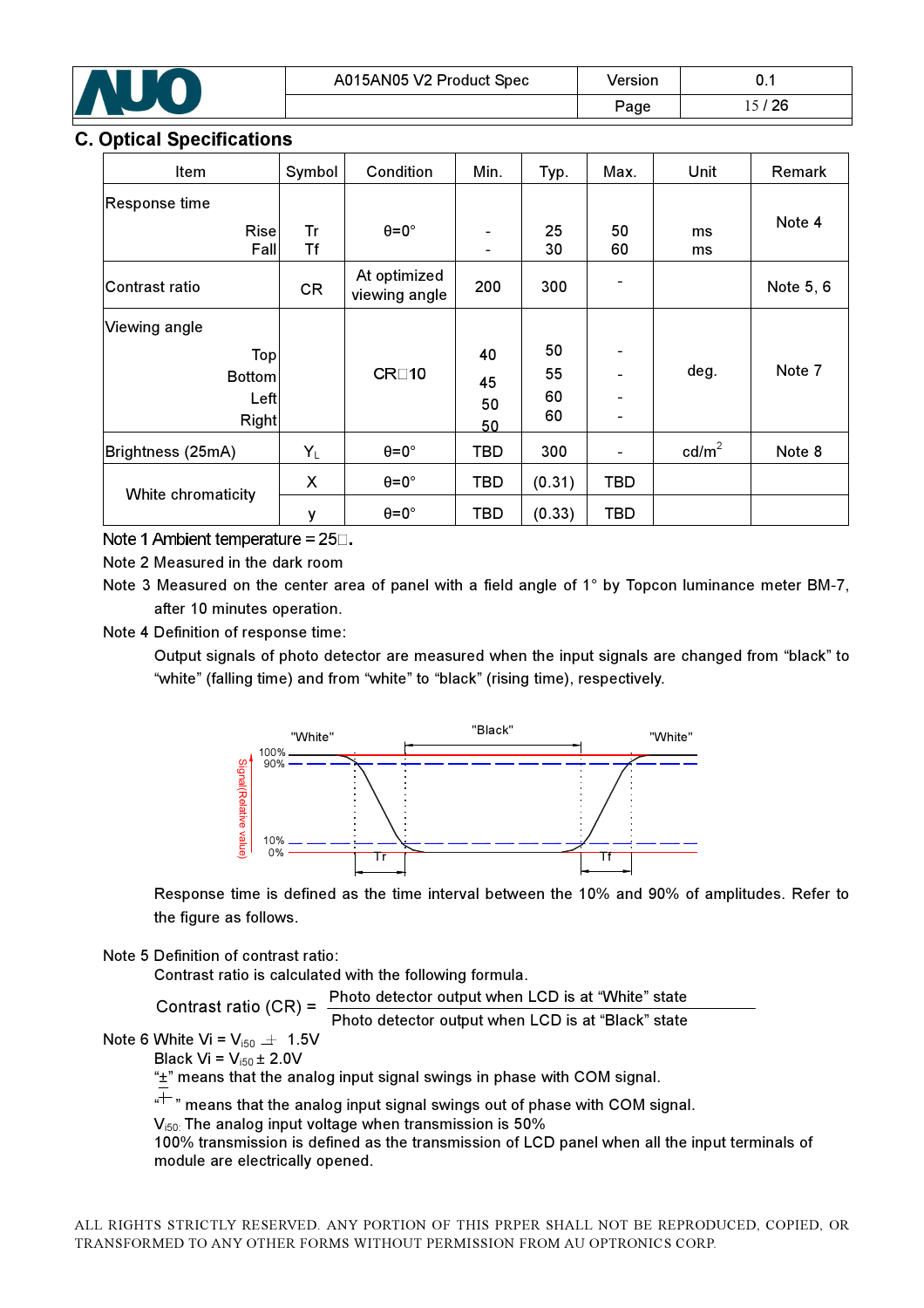## C. Optical Specifications

| Item | | Symbol | Condition | Min. | Typ. | Max. | Unit | Remark |
|---|---|---|---|---|---|---|---|---|
| Response time | Rise | Tr | θ=0° | - | 25 | 50 | ms | Note 4 |
| | Fall | Tf | | - | 30 | 60 | ms | |
| Contrast ratio | | CR | At optimized viewing angle | 200 | 300 | - | | Note 5, 6 |
| Viewing angle | Top | | CR□10 | 40 | 50 | - | deg. | Note 7 |
| | Bottom | | | 45 | 55 | - | | |
| | Left | | | 50 | 60 | - | | |
| | Right | | | 50 | 60 | - | | |
| Brightness (25mA) | | $Y_L$ | θ=0° | TBD | 300 | - | cd/m² | Note 8 |
| White chromaticity | | X | θ=0° | TBD | (0.31) | TBD | | |
| | | y | θ=0° | TBD | (0.33) | TBD | | |

Note 1 Ambient temperature = 25□.

Note 2 Measured in the dark room

Note 3 Measured on the center area of panel with a field angle of 1° by Topcon luminance meter BM-7, after 10 minutes operation.

Note 4 Definition of response time:

Output signals of photo detector are measured when the input signals are changed from "black" to "white" (falling time) and from "white" to "black" (rising time), respectively.

Response time is defined as the time interval between the 10% and 90% of amplitudes. Refer to the figure as follows.

Note 5 Definition of contrast ratio:

Contrast ratio is calculated with the following formula.

$$\text{Contrast ratio (CR)} = \frac{\text{Photo detector output when LCD is at "White" state}}{\text{Photo detector output when LCD is at "Black" state}}$$

Note 6 White Vi = $V_{i50}$ ∓ 1.5V

Black Vi = $V_{i50}$ ± 2.0V

"±" means that the analog input signal swings in phase with COM signal.

"∓" means that the analog input signal swings out of phase with COM signal.

$V_{i50}$: The analog input voltage when transmission is 50%

100% transmission is defined as the transmission of LCD panel when all the input terminals of module are electrically opened.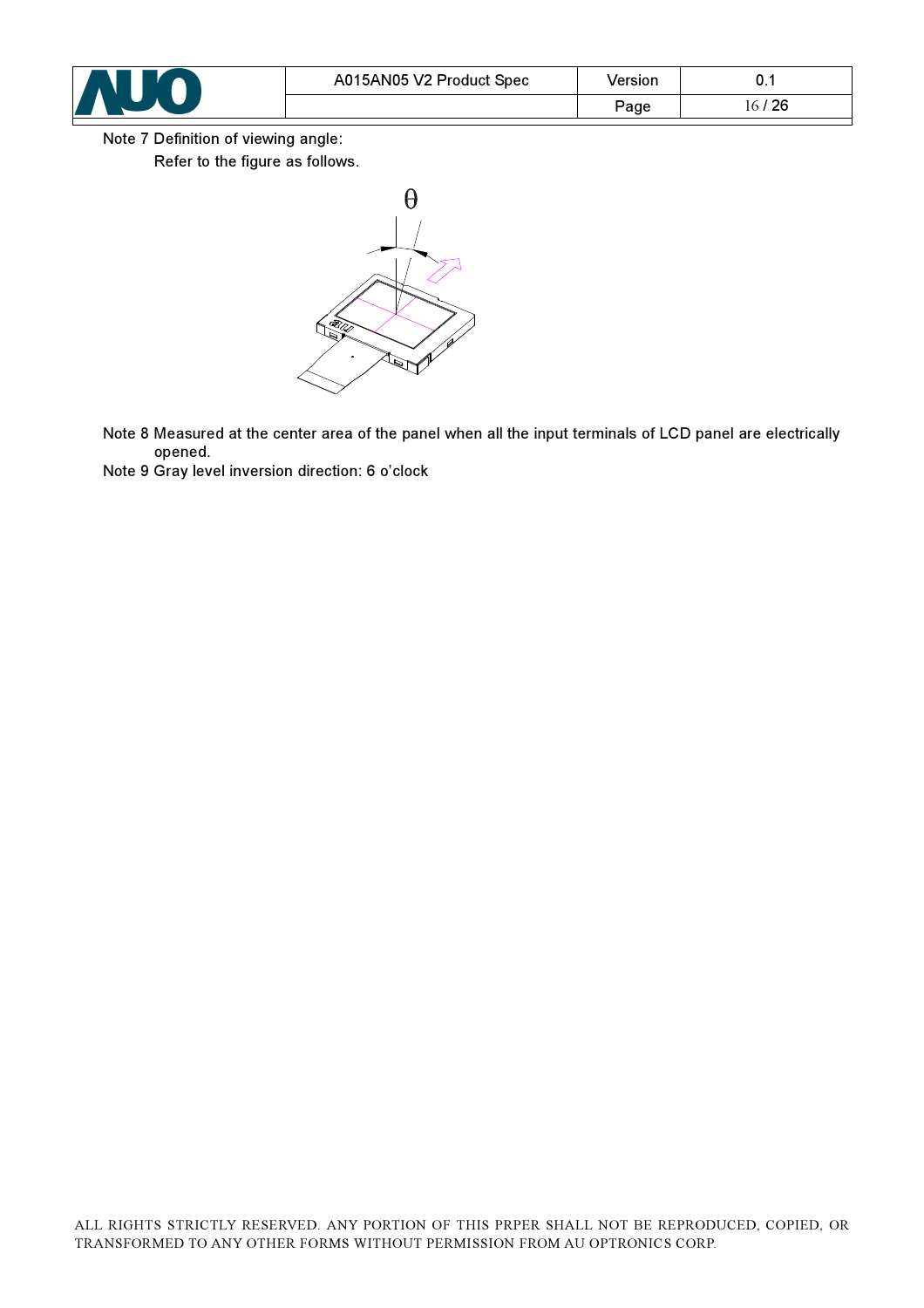Note 7 Definition of viewing angle:

Refer to the figure as follows.

Note 8 Measured at the center area of the panel when all the input terminals of LCD panel are electrically opened.

Note 9 Gray level inversion direction: 6 o'clock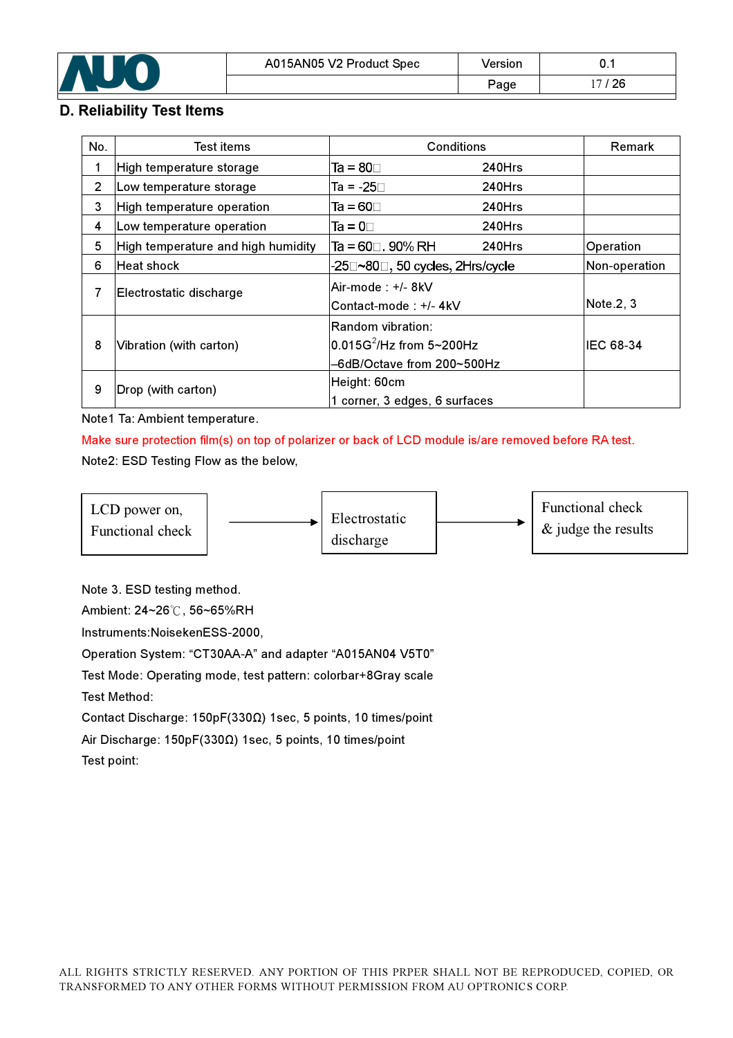## D. Reliability Test Items

| No. | Test items | Conditions | | Remark |
|---|---|---|---|---|
| 1 | High temperature storage | Ta = 80□ | 240Hrs | |
| 2 | Low temperature storage | Ta = -25□ | 240Hrs | |
| 3 | High temperature operation | Ta = 60□ | 240Hrs | |
| 4 | Low temperature operation | Ta = 0□ | 240Hrs | |
| 5 | High temperature and high humidity | Ta = 60□. 90% RH | 240Hrs | Operation |
| 6 | Heat shock | -25□~80□, 50 cycles, 2Hrs/cycle | | Non-operation |
| 7 | Electrostatic discharge | Air-mode : +/- 8kV<br>Contact-mode : +/- 4kV | | Note.2, 3 |
| 8 | Vibration (with carton) | Random vibration:<br>0.015$G^2$/Hz from 5~200Hz<br>–6dB/Octave from 200~500Hz | | IEC 68-34 |
| 9 | Drop (with carton) | Height: 60cm<br>1 corner, 3 edges, 6 surfaces | | |

Note1 Ta: Ambient temperature.

Make sure protection film(s) on top of polarizer or back of LCD module is/are removed before RA test.

Note2: ESD Testing Flow as the below,

LCD power on, Functional check → Electrostatic discharge → Functional check & judge the results

Note 3. ESD testing method.

Ambient: 24~26℃, 56~65%RH

Instruments:NoisekenESS-2000,

Operation System: “CT30AA-A” and adapter “A015AN04 V5T0”

Test Mode: Operating mode, test pattern: colorbar+8Gray scale

Test Method:

Contact Discharge: 150pF(330Ω) 1sec, 5 points, 10 times/point

Air Discharge: 150pF(330Ω) 1sec, 5 points, 10 times/point

Test point: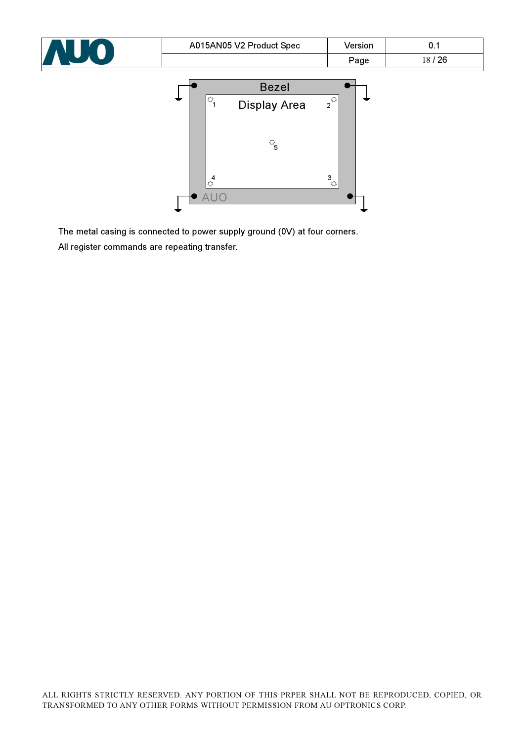Bezel

Display Area

1 2 5 4 3

AUO

The metal casing is connected to power supply ground (0V) at four corners.

All register commands are repeating transfer.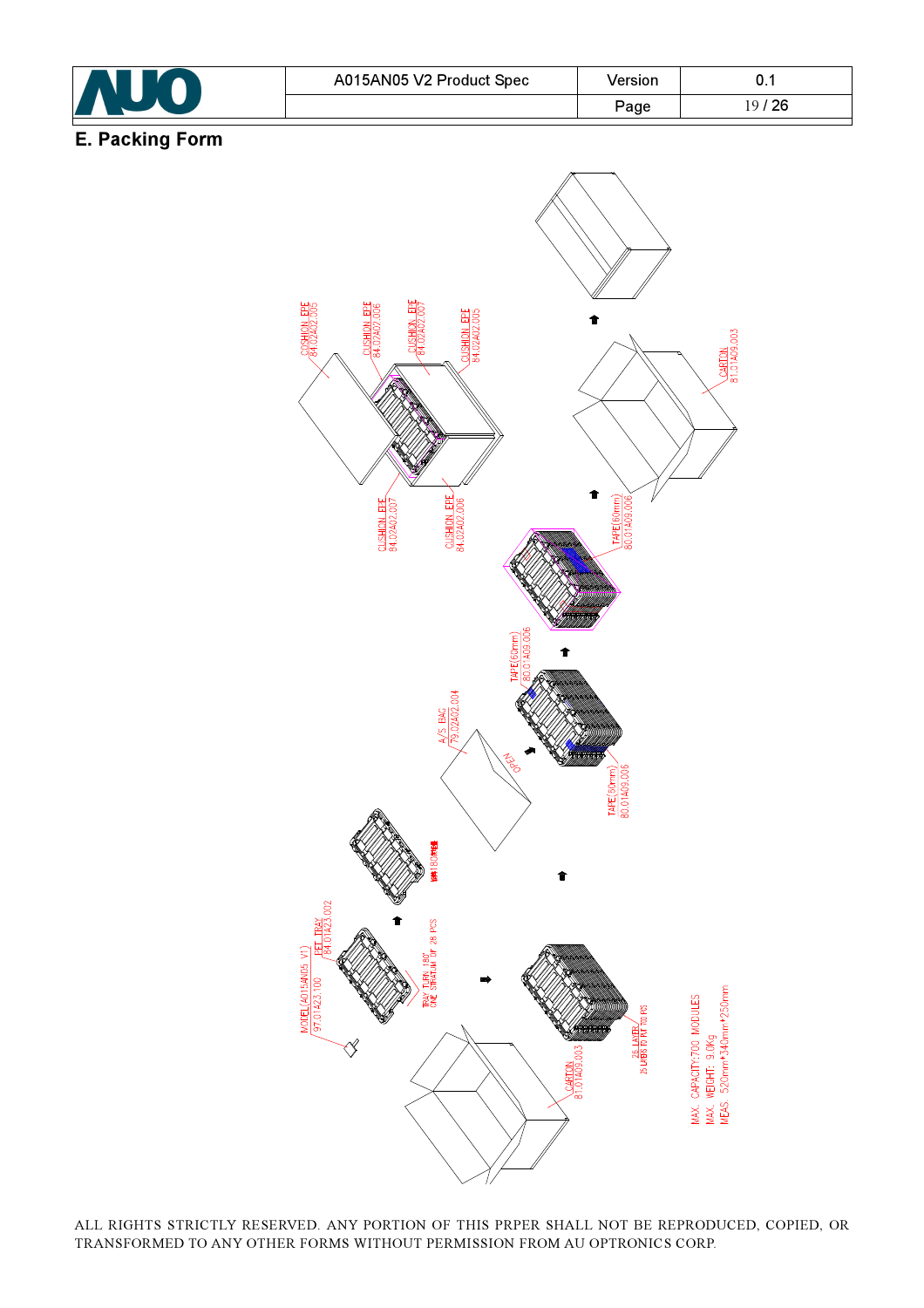## E. Packing Form

CUSHION EPE
84.02A02.005

CUSHION EPE
84.02A02.006

CUSHION EPE
84.02A02.007

CUSHION EPE
84.02A02.005

CUSHION EPE
84.02A02.007

CUSHION EPE
84.02A02.006

CARTON
81.01A09.003

TAPE(60mm)
80.01A09.006

TAPE(60mm)
80.01A09.006

TAPE(60mm)
80.01A09.006

A/S BAG
79.02A02.004

OPEN

MODEL(A015AN05 V1)
97.01A23.100

PET TRAY
84.01A23.002

TRAY TURN 180°
ONE STRATUM OF 28 PCS

CARTON
81.01A09.003

25 LAYER
25 LAYERS TO PUT 700 PCS

MAX. CAPACITY:700 MODULES
MAX. WEIGHT: 9.0Kg
MEAS. 520mm*340mm*250mm

ALL RIGHTS STRICTLY RESERVED. ANY PORTION OF THIS PRPER SHALL NOT BE REPRODUCED, COPIED, OR TRANSFORMED TO ANY OTHER FORMS WITHOUT PERMISSION FROM AU OPTRONICS CORP.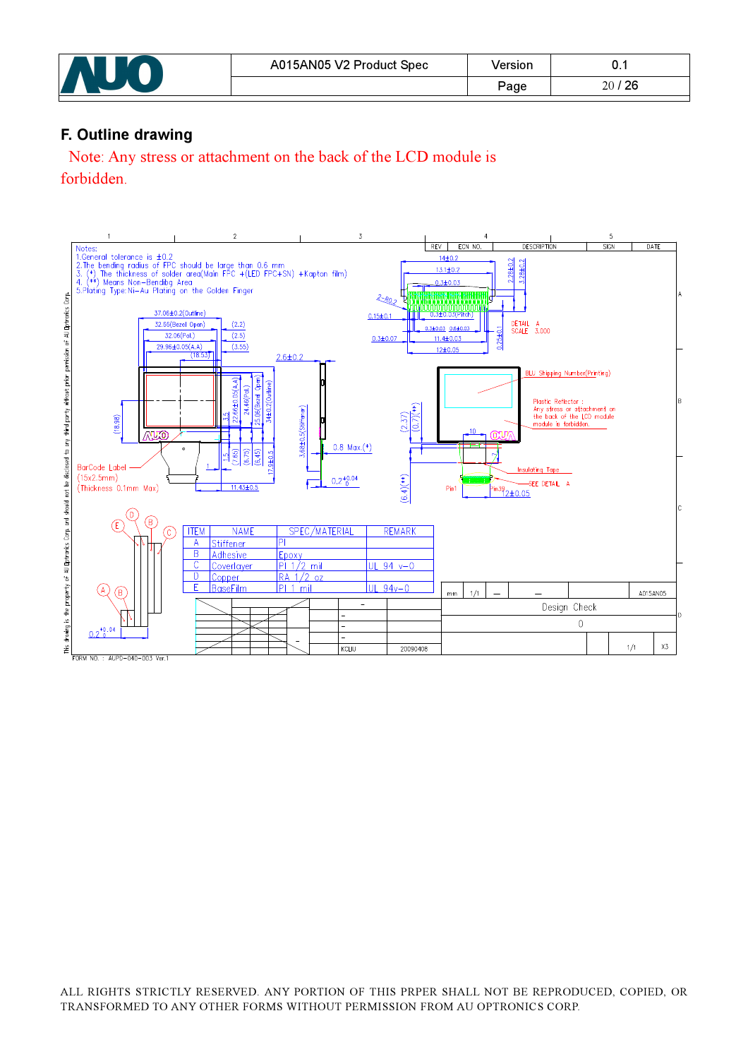## F. Outline drawing

Note: Any stress or attachment on the back of the LCD module is forbidden.

Notes:
1. General tolerance is ±0.2
2. The bending radius of FPC should be large than 0.6 mm
3. (*) The thickness of solder area(Main FPC +(LED FPC+SN) +Kapton film)
4. (**) Means Non-Bendibg Area
5. Plating Type: Ni-Au Plating on the Golden Finger

| ITEM | NAME | SPEC/MATERIAL | REMARK |
|---|---|---|---|
| A | Stiffener | PI | |
| B | Adhesive | Epoxy | |
| C | Coverlayer | PI 1/2 mil | UL 94 v-0 |
| D | Copper | RA 1/2 oz | |
| E | BaseFilm | PI 1 mil | UL 94v-0 |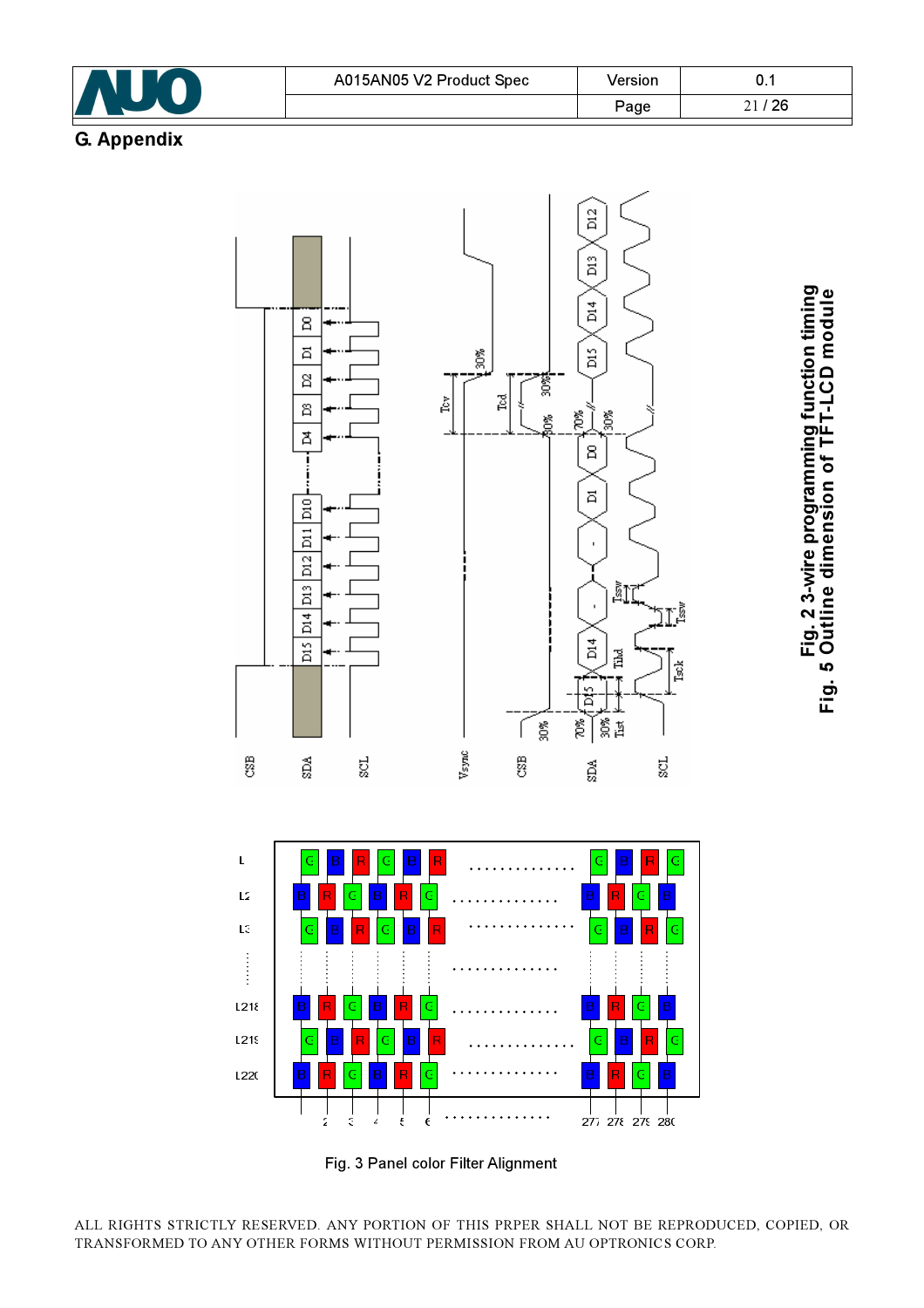## G. Appendix

Fig. 2 3-wire programming function timing

Fig. 5 Outline dimension of TFT-LCD module

Fig. 3 Panel color Filter Alignment

ALL RIGHTS STRICTLY RESERVED. ANY PORTION OF THIS PRPER SHALL NOT BE REPRODUCED, COPIED, OR TRANSFORMED TO ANY OTHER FORMS WITHOUT PERMISSION FROM AU OPTRONICS CORP.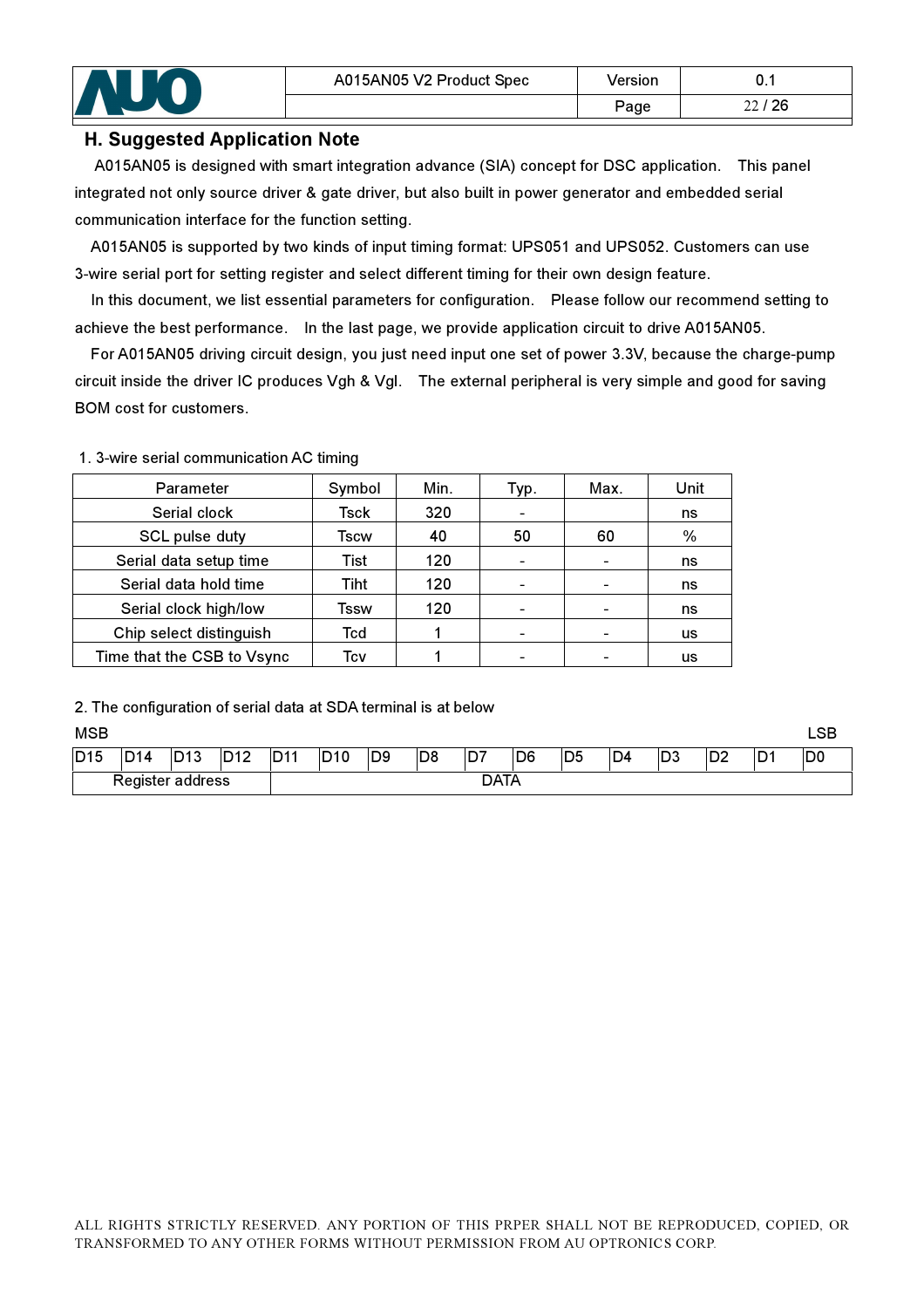## H. Suggested Application Note

A015AN05 is designed with smart integration advance (SIA) concept for DSC application. This panel integrated not only source driver & gate driver, but also built in power generator and embedded serial communication interface for the function setting.

A015AN05 is supported by two kinds of input timing format: UPS051 and UPS052. Customers can use 3-wire serial port for setting register and select different timing for their own design feature.

In this document, we list essential parameters for configuration. Please follow our recommend setting to achieve the best performance. In the last page, we provide application circuit to drive A015AN05.

For A015AN05 driving circuit design, you just need input one set of power 3.3V, because the charge-pump circuit inside the driver IC produces Vgh & Vgl. The external peripheral is very simple and good for saving BOM cost for customers.

1. 3-wire serial communication AC timing

| Parameter | Symbol | Min. | Typ. | Max. | Unit |
|---|---|---|---|---|---|
| Serial clock | Tsck | 320 | - | | ns |
| SCL pulse duty | Tscw | 40 | 50 | 60 | % |
| Serial data setup time | Tist | 120 | - | - | ns |
| Serial data hold time | Tiht | 120 | - | - | ns |
| Serial clock high/low | Tssw | 120 | - | - | ns |
| Chip select distinguish | Tcd | 1 | - | - | us |
| Time that the CSB to Vsync | Tcv | 1 | - | - | us |

2. The configuration of serial data at SDA terminal is at below

MSB LSB

| D15 | D14 | D13 | D12 | D11 | D10 | D9 | D8 | D7 | D6 | D5 | D4 | D3 | D2 | D1 | D0 |
|---|---|---|---|---|---|---|---|---|---|---|---|---|---|---|---|
| Register address | | | | DATA | | | | | | | | | | | |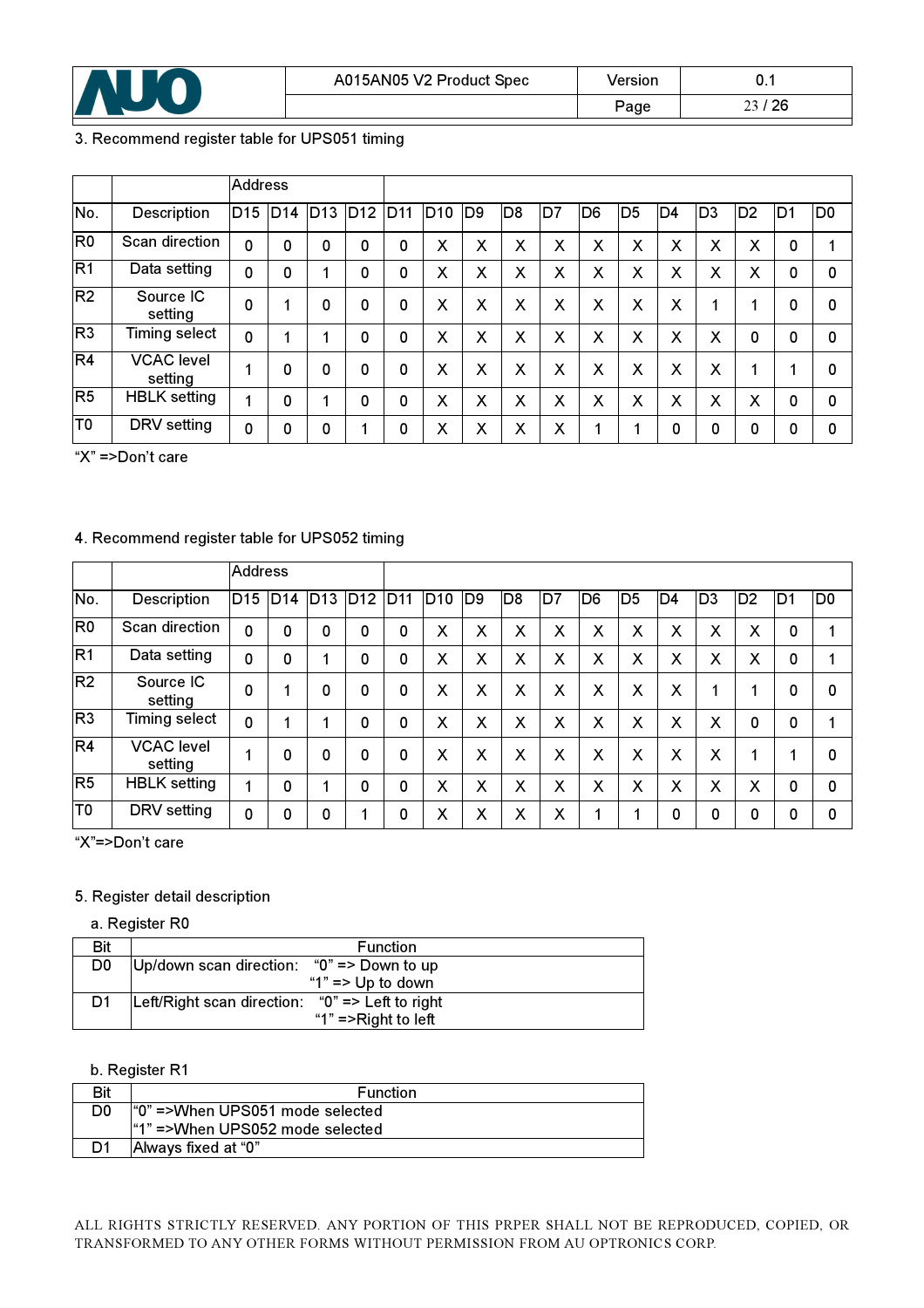3. Recommend register table for UPS051 timing

| | | Address | | | | | | | | | | | | | | | |
|---|---|---|---|---|---|---|---|---|---|---|---|---|---|---|---|---|---|
| No. | Description | D15 | D14 | D13 | D12 | D11 | D10 | D9 | D8 | D7 | D6 | D5 | D4 | D3 | D2 | D1 | D0 |
| R0 | Scan direction | 0 | 0 | 0 | 0 | 0 | X | X | X | X | X | X | X | X | X | 0 | 1 |
| R1 | Data setting | 0 | 0 | 1 | 0 | 0 | X | X | X | X | X | X | X | X | X | 0 | 0 |
| R2 | Source IC setting | 0 | 1 | 0 | 0 | 0 | X | X | X | X | X | X | X | 1 | 1 | 0 | 0 |
| R3 | Timing select | 0 | 1 | 1 | 0 | 0 | X | X | X | X | X | X | X | X | 0 | 0 | 0 |
| R4 | VCAC level setting | 1 | 0 | 0 | 0 | 0 | X | X | X | X | X | X | X | X | 1 | 1 | 0 |
| R5 | HBLK setting | 1 | 0 | 1 | 0 | 0 | X | X | X | X | X | X | X | X | X | 0 | 0 |
| T0 | DRV setting | 0 | 0 | 0 | 1 | 0 | X | X | X | X | 1 | 1 | 0 | 0 | 0 | 0 | 0 |

"X" =>Don't care

4. Recommend register table for UPS052 timing

| | | Address | | | | | | | | | | | | | | | |
|---|---|---|---|---|---|---|---|---|---|---|---|---|---|---|---|---|---|
| No. | Description | D15 | D14 | D13 | D12 | D11 | D10 | D9 | D8 | D7 | D6 | D5 | D4 | D3 | D2 | D1 | D0 |
| R0 | Scan direction | 0 | 0 | 0 | 0 | 0 | X | X | X | X | X | X | X | X | X | 0 | 1 |
| R1 | Data setting | 0 | 0 | 1 | 0 | 0 | X | X | X | X | X | X | X | X | X | 0 | 1 |
| R2 | Source IC setting | 0 | 1 | 0 | 0 | 0 | X | X | X | X | X | X | X | 1 | 1 | 0 | 0 |
| R3 | Timing select | 0 | 1 | 1 | 0 | 0 | X | X | X | X | X | X | X | X | 0 | 0 | 1 |
| R4 | VCAC level setting | 1 | 0 | 0 | 0 | 0 | X | X | X | X | X | X | X | X | 1 | 1 | 0 |
| R5 | HBLK setting | 1 | 0 | 1 | 0 | 0 | X | X | X | X | X | X | X | X | X | 0 | 0 |
| T0 | DRV setting | 0 | 0 | 0 | 1 | 0 | X | X | X | X | 1 | 1 | 0 | 0 | 0 | 0 | 0 |

"X"=>Don't care

5. Register detail description

a. Register R0

| Bit | Function |
|---|---|
| D0 | Up/down scan direction: "0" => Down to up<br>"1" => Up to down |
| D1 | Left/Right scan direction: "0" => Left to right<br>"1" =>Right to left |

b. Register R1

| Bit | Function |
|---|---|
| D0 | "0" =>When UPS051 mode selected<br>"1" =>When UPS052 mode selected |
| D1 | Always fixed at "0" |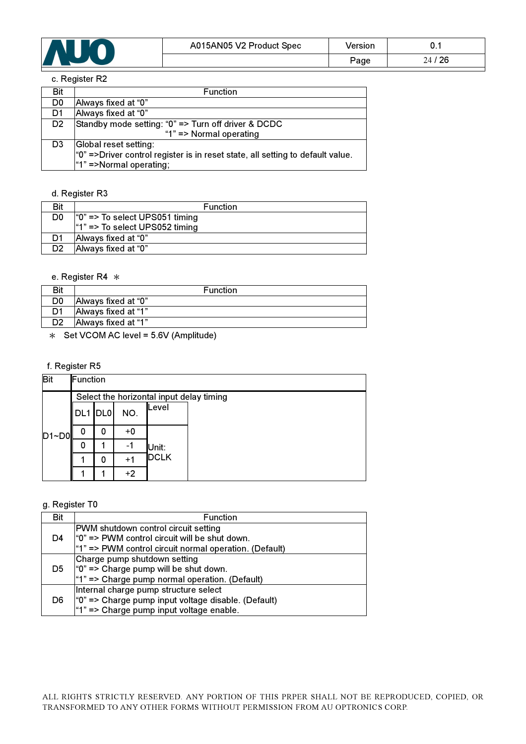c. Register R2

| Bit | Function |
|---|---|
| D0 | Always fixed at “0” |
| D1 | Always fixed at “0” |
| D2 | Standby mode setting: “0” => Turn off driver & DCDC<br>“1” => Normal operating |
| D3 | Global reset setting:<br>“0” =>Driver control register is in reset state, all setting to default value.<br>“1” =>Normal operating; |

d. Register R3

| Bit | Function |
|---|---|
| D0 | “0” => To select UPS051 timing<br>“1” => To select UPS052 timing |
| D1 | Always fixed at “0” |
| D2 | Always fixed at “0” |

e. Register R4 ＊

| Bit | Function |
|---|---|
| D0 | Always fixed at “0” |
| D1 | Always fixed at “1” |
| D2 | Always fixed at “1” |

＊ Set VCOM AC level = 5.6V (Amplitude)

f. Register R5

| Bit | Function | | | |
|---|---|---|---|---|
| D1~D0 | Select the horizontal input delay timing | | | |
| | DL1 | DL0 | NO. | Level |
| | 0 | 0 | +0 | Unit: DCLK |
| | 0 | 1 | -1 | |
| | 1 | 0 | +1 | |
| | 1 | 1 | +2 | |

g. Register T0

| Bit | Function |
|---|---|
| D4 | PWM shutdown control circuit setting<br>“0” => PWM control circuit will be shut down.<br>“1” => PWM control circuit normal operation. (Default) |
| D5 | Charge pump shutdown setting<br>“0” => Charge pump will be shut down.<br>“1” => Charge pump normal operation. (Default) |
| D6 | Internal charge pump structure select<br>“0” => Charge pump input voltage disable. (Default)<br>“1” => Charge pump input voltage enable. |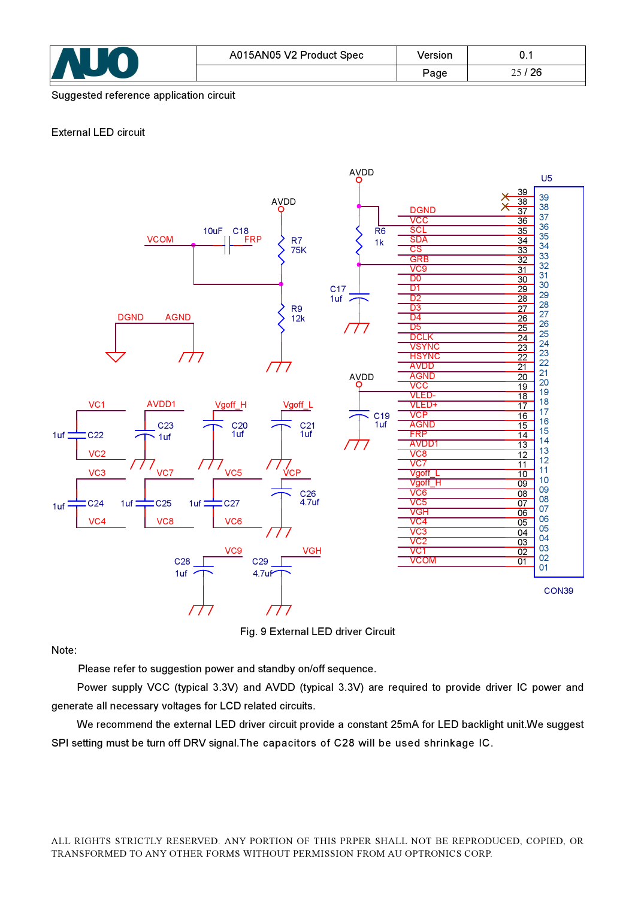Suggested reference application circuit

External LED circuit

Fig. 9 External LED driver Circuit

Note:

Please refer to suggestion power and standby on/off sequence.

Power supply VCC (typical 3.3V) and AVDD (typical 3.3V) are required to provide driver IC power and generate all necessary voltages for LCD related circuits.

We recommend the external LED driver circuit provide a constant 25mA for LED backlight unit.We suggest SPI setting must be turn off DRV signal.The capacitors of C28 will be used shrinkage IC.

ALL RIGHTS STRICTLY RESERVED. ANY PORTION OF THIS PRPER SHALL NOT BE REPRODUCED, COPIED, OR TRANSFORMED TO ANY OTHER FORMS WITHOUT PERMISSION FROM AU OPTRONICS CORP.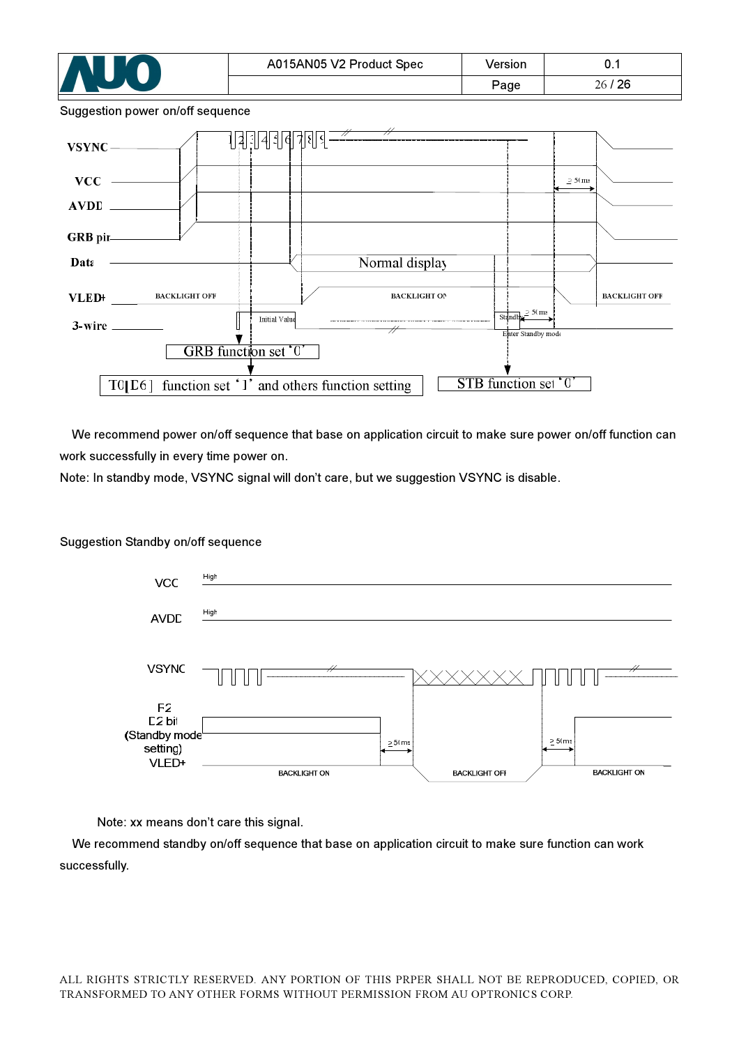Suggestion power on/off sequence

VSYNC

VCC

AVDD

GRB pin

Data

VLED+

3-wire

1 2 3 4 5 6 7 8 9

≥ 50ms

Normal display

BACKLIGHT OFF

BACKLIGHT ON

BACKLIGHT OFF

Initial Value

Standby

≥ 50ms

Enter Standby mode

GRB function set '0'

T0[D6] function set '1' and others function setting

STB function set '0'

We recommend power on/off sequence that base on application circuit to make sure power on/off function can work successfully in every time power on.

Note: In standby mode, VSYNC signal will don't care, but we suggestion VSYNC is disable.

Suggestion Standby on/off sequence

VCC

High

AVDD

High

VSYNC

F2

D2 bit

(Standby mode setting)

VLED+

≥ 50ms

≥ 50ms

BACKLIGHT ON

BACKLIGHT OFF

BACKLIGHT ON

Note: xx means don't care this signal.

We recommend standby on/off sequence that base on application circuit to make sure function can work successfully.